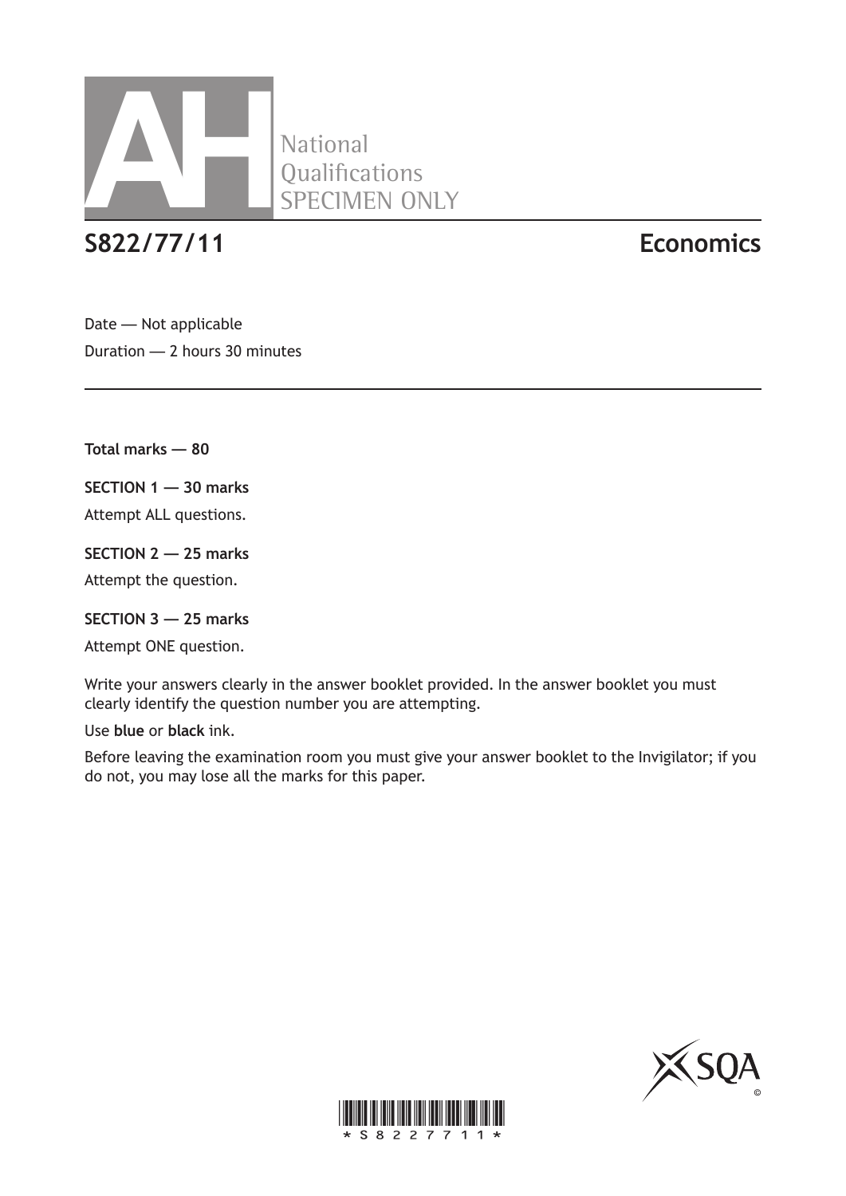AH National Qualifications SPECIMEN ONLY

# S822/77/11 Economics

Date — Not applicable

Duration — 2 hours 30 minutes

**Total marks — 80**

**SECTION 1 — 30 marks**

Attempt ALL questions.

**SECTION 2 — 25 marks**

Attempt the question.

**SECTION 3 — 25 marks**

Attempt ONE question.

Write your answers clearly in the answer booklet provided. In the answer booklet you must clearly identify the question number you are attempting.

Use **blue** or **black** ink.

Before leaving the examination room you must give your answer booklet to the Invigilator; if you do not, you may lose all the marks for this paper.

*S822/77/11*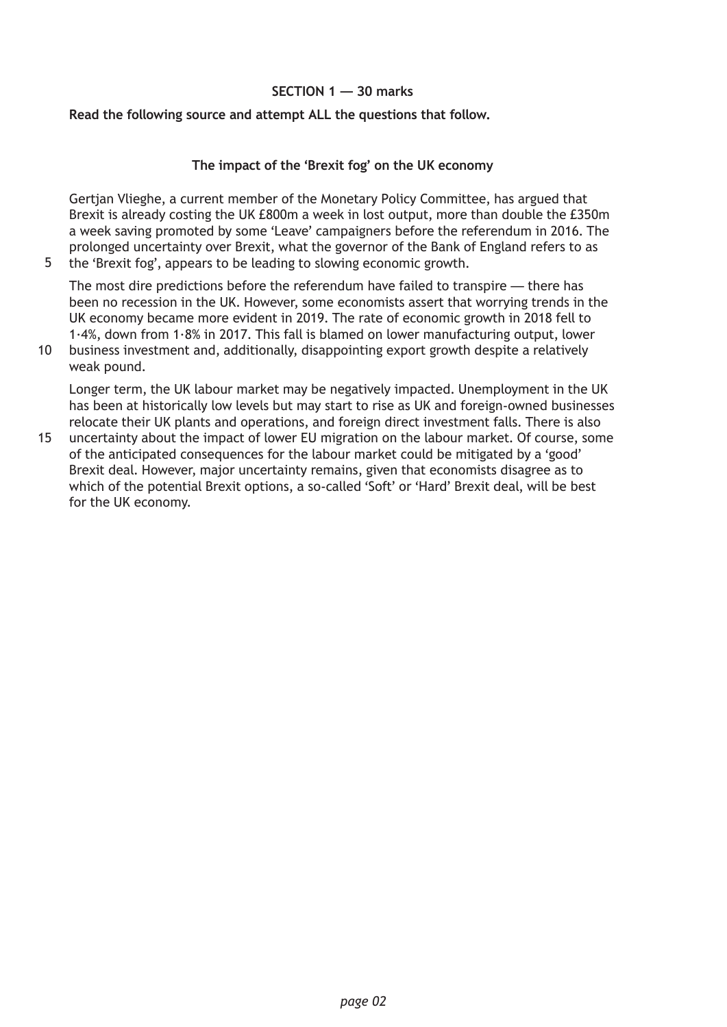**SECTION 1 — 30 marks**

**Read the following source and attempt ALL the questions that follow.**

**The impact of the 'Brexit fog' on the UK economy**

Gertjan Vlieghe, a current member of the Monetary Policy Committee, has argued that Brexit is already costing the UK £800m a week in lost output, more than double the £350m a week saving promoted by some 'Leave' campaigners before the referendum in 2016. The prolonged uncertainty over Brexit, what the governor of the Bank of England refers to as the 'Brexit fog', appears to be leading to slowing economic growth.

The most dire predictions before the referendum have failed to transpire — there has been no recession in the UK. However, some economists assert that worrying trends in the UK economy became more evident in 2019. The rate of economic growth in 2018 fell to 1·4%, down from 1·8% in 2017. This fall is blamed on lower manufacturing output, lower business investment and, additionally, disappointing export growth despite a relatively weak pound.

Longer term, the UK labour market may be negatively impacted. Unemployment in the UK has been at historically low levels but may start to rise as UK and foreign-owned businesses relocate their UK plants and operations, and foreign direct investment falls. There is also uncertainty about the impact of lower EU migration on the labour market. Of course, some of the anticipated consequences for the labour market could be mitigated by a 'good' Brexit deal. However, major uncertainty remains, given that economists disagree as to which of the potential Brexit options, a so-called 'Soft' or 'Hard' Brexit deal, will be best for the UK economy.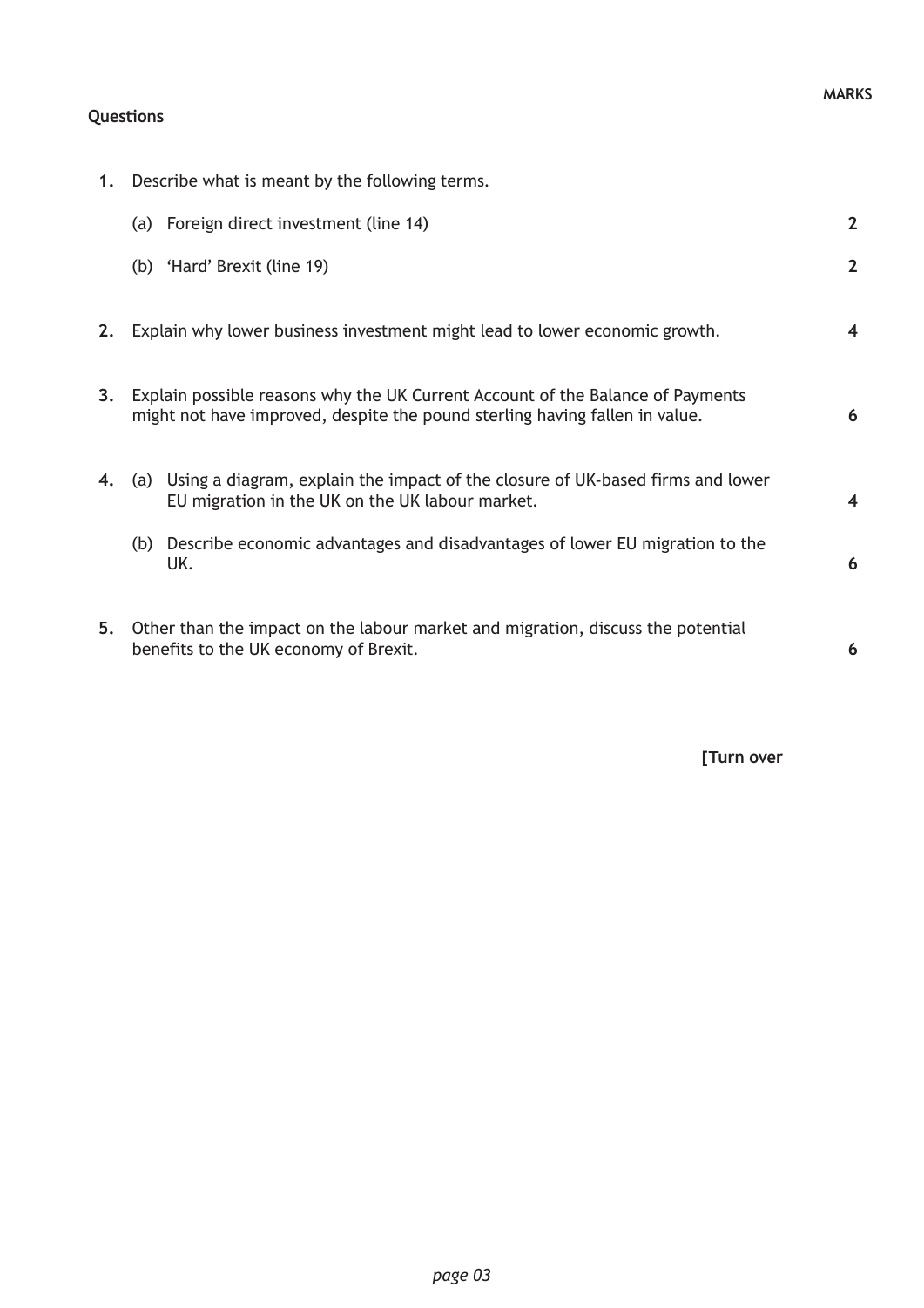**MARKS**

**Questions**

1. Describe what is meant by the following terms.

   (a) Foreign direct investment (line 14) **2**

   (b) 'Hard' Brexit (line 19) **2**

2. Explain why lower business investment might lead to lower economic growth. **4**

3. Explain possible reasons why the UK Current Account of the Balance of Payments might not have improved, despite the pound sterling having fallen in value. **6**

4. (a) Using a diagram, explain the impact of the closure of UK-based firms and lower EU migration in the UK on the UK labour market. **4**

   (b) Describe economic advantages and disadvantages of lower EU migration to the UK. **6**

5. Other than the impact on the labour market and migration, discuss the potential benefits to the UK economy of Brexit. **6**

**[Turn over**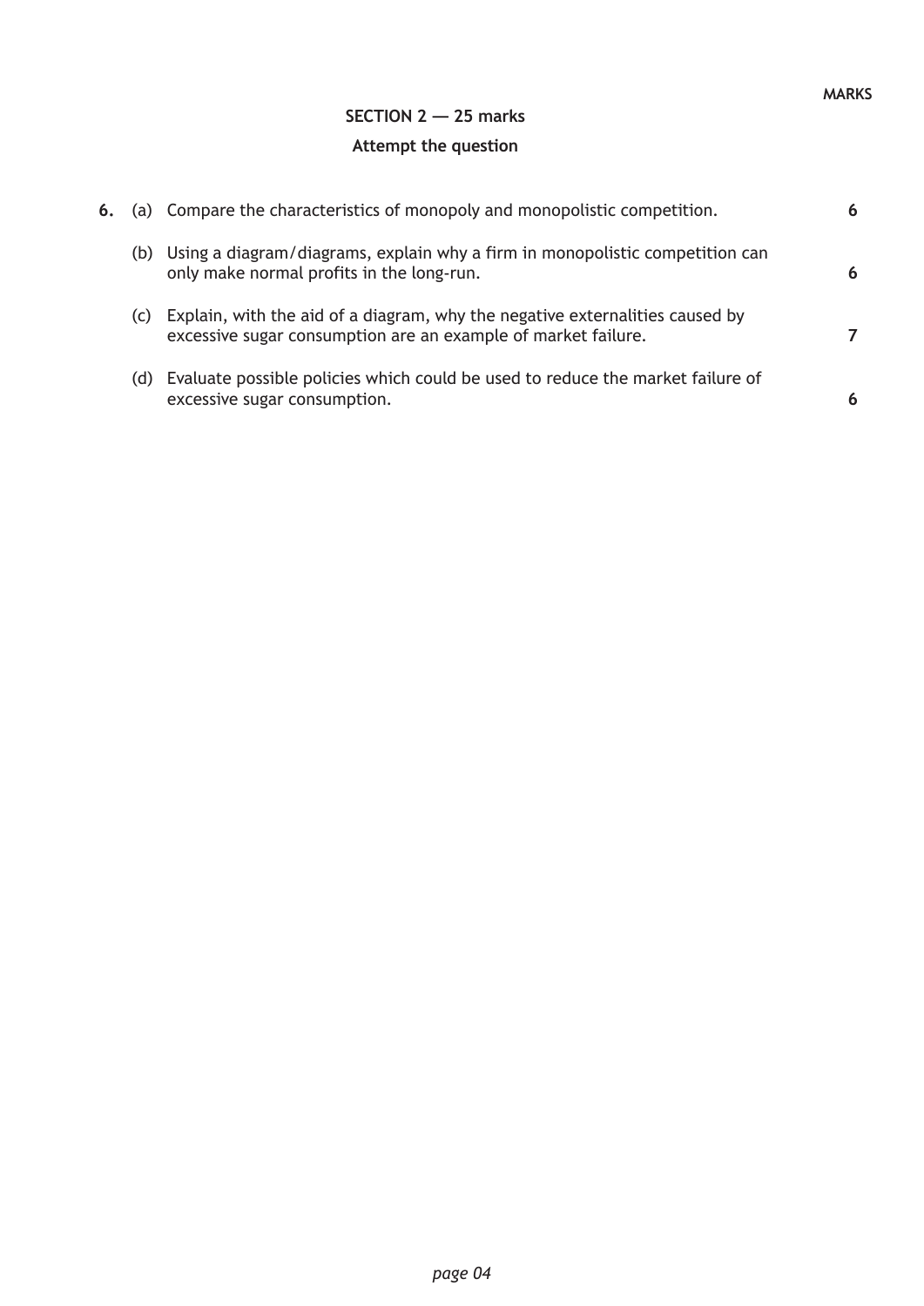MARKS

## SECTION 2 — 25 marks

**Attempt the question**

| | | | MARKS |
|---|---|---|---|
| **6.** | (a) | Compare the characteristics of monopoly and monopolistic competition. | **6** |
| | (b) | Using a diagram/diagrams, explain why a firm in monopolistic competition can only make normal profits in the long-run. | **6** |
| | (c) | Explain, with the aid of a diagram, why the negative externalities caused by excessive sugar consumption are an example of market failure. | **7** |
| | (d) | Evaluate possible policies which could be used to reduce the market failure of excessive sugar consumption. | **6** |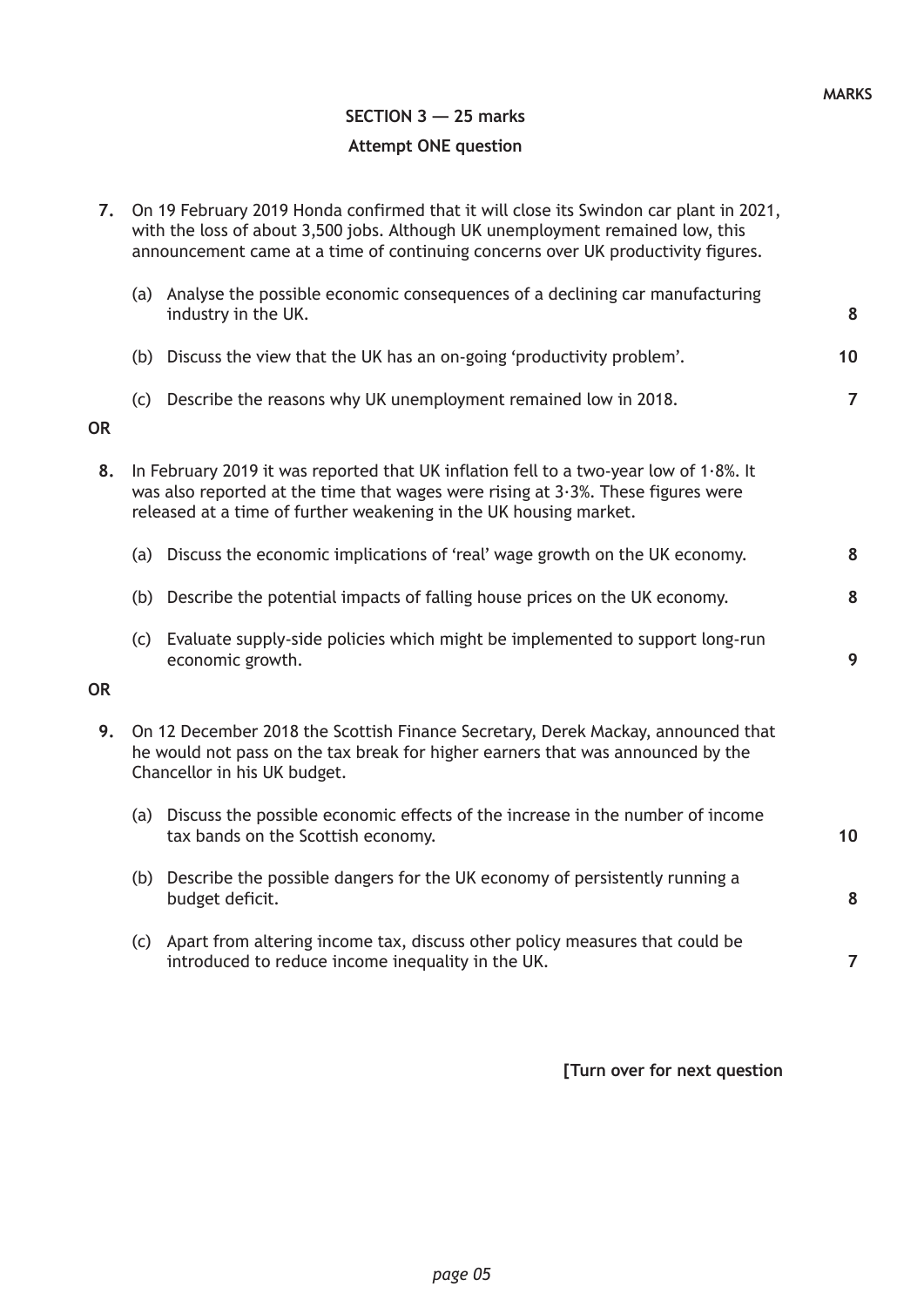MARKS

## SECTION 3 — 25 marks

### Attempt ONE question

**7.** On 19 February 2019 Honda confirmed that it will close its Swindon car plant in 2021, with the loss of about 3,500 jobs. Although UK unemployment remained low, this announcement came at a time of continuing concerns over UK productivity figures.

(a) Analyse the possible economic consequences of a declining car manufacturing industry in the UK. **8**

(b) Discuss the view that the UK has an on-going 'productivity problem'. **10**

(c) Describe the reasons why UK unemployment remained low in 2018. **7**

**OR**

**8.** In February 2019 it was reported that UK inflation fell to a two-year low of 1·8%. It was also reported at the time that wages were rising at 3·3%. These figures were released at a time of further weakening in the UK housing market.

(a) Discuss the economic implications of 'real' wage growth on the UK economy. **8**

(b) Describe the potential impacts of falling house prices on the UK economy. **8**

(c) Evaluate supply-side policies which might be implemented to support long-run economic growth. **9**

**OR**

**9.** On 12 December 2018 the Scottish Finance Secretary, Derek Mackay, announced that he would not pass on the tax break for higher earners that was announced by the Chancellor in his UK budget.

(a) Discuss the possible economic effects of the increase in the number of income tax bands on the Scottish economy. **10**

(b) Describe the possible dangers for the UK economy of persistently running a budget deficit. **8**

(c) Apart from altering income tax, discuss other policy measures that could be introduced to reduce income inequality in the UK. **7**

**[Turn over for next question**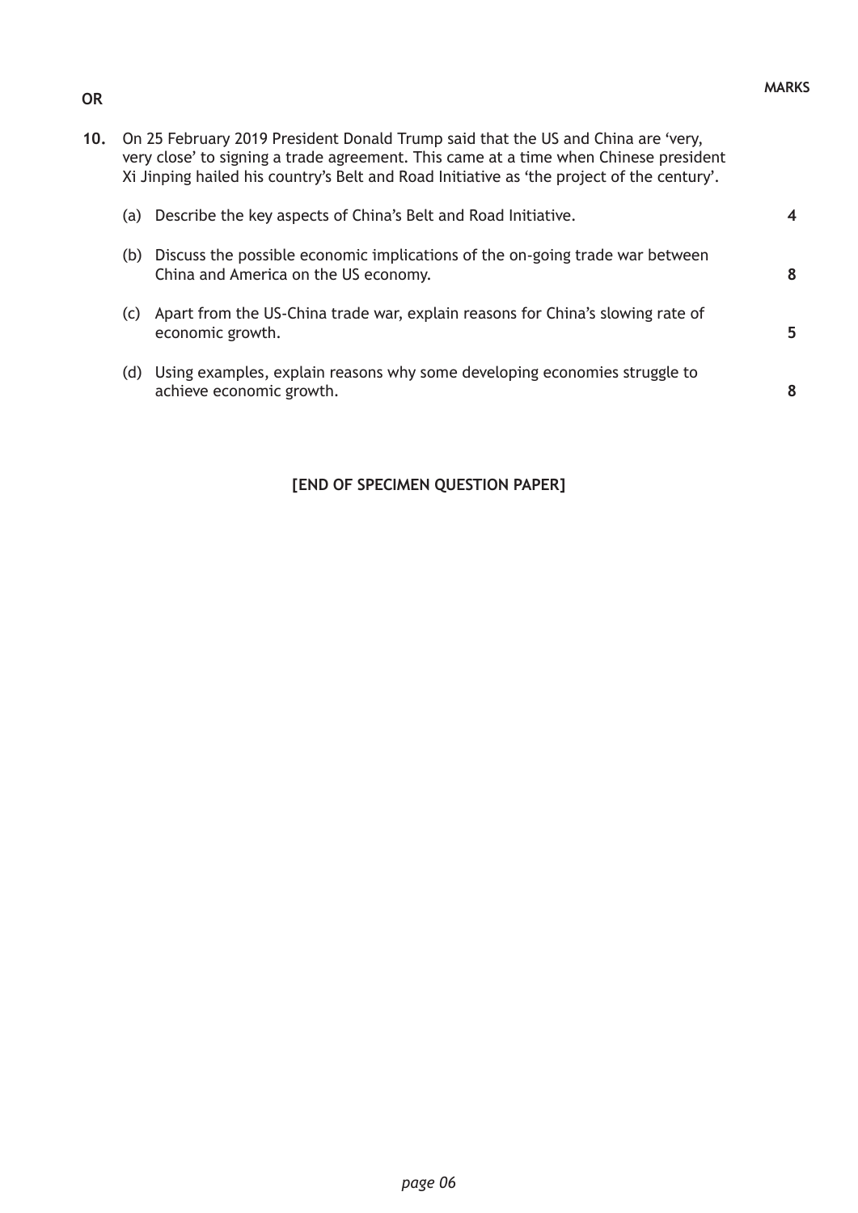**MARKS**

**OR**

**10.** On 25 February 2019 President Donald Trump said that the US and China are 'very, very close' to signing a trade agreement. This came at a time when Chinese president Xi Jinping hailed his country's Belt and Road Initiative as 'the project of the century'.

(a) Describe the key aspects of China's Belt and Road Initiative. **4**

(b) Discuss the possible economic implications of the on-going trade war between China and America on the US economy. **8**

(c) Apart from the US-China trade war, explain reasons for China's slowing rate of economic growth. **5**

(d) Using examples, explain reasons why some developing economies struggle to achieve economic growth. **8**

**[END OF SPECIMEN QUESTION PAPER]**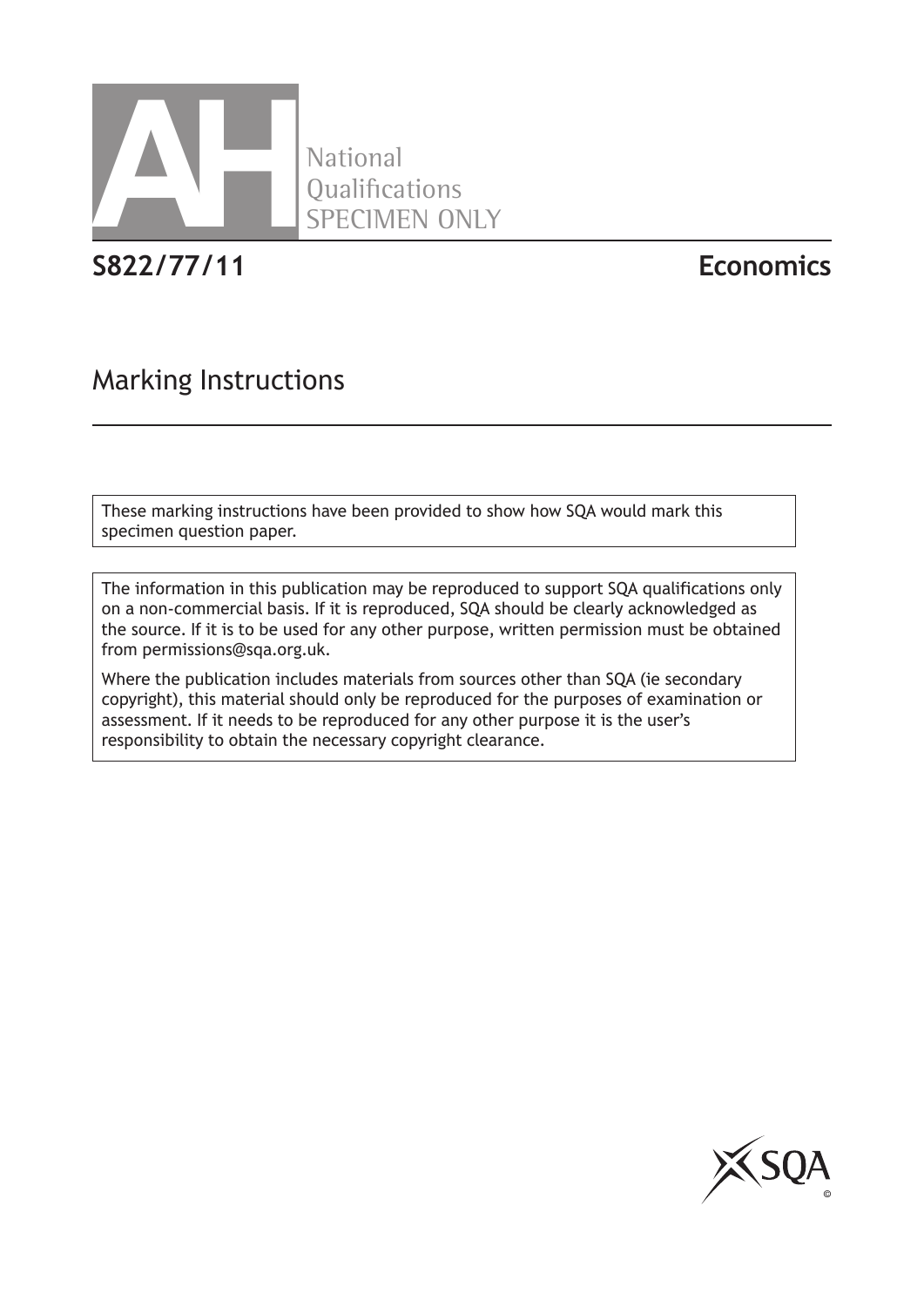National
Qualifications
SPECIMEN ONLY

# S822/77/11 Economics

## Marking Instructions

These marking instructions have been provided to show how SQA would mark this specimen question paper.

The information in this publication may be reproduced to support SQA qualifications only on a non-commercial basis. If it is reproduced, SQA should be clearly acknowledged as the source. If it is to be used for any other purpose, written permission must be obtained from permissions@sqa.org.uk.

Where the publication includes materials from sources other than SQA (ie secondary copyright), this material should only be reproduced for the purposes of examination or assessment. If it needs to be reproduced for any other purpose it is the user's responsibility to obtain the necessary copyright clearance.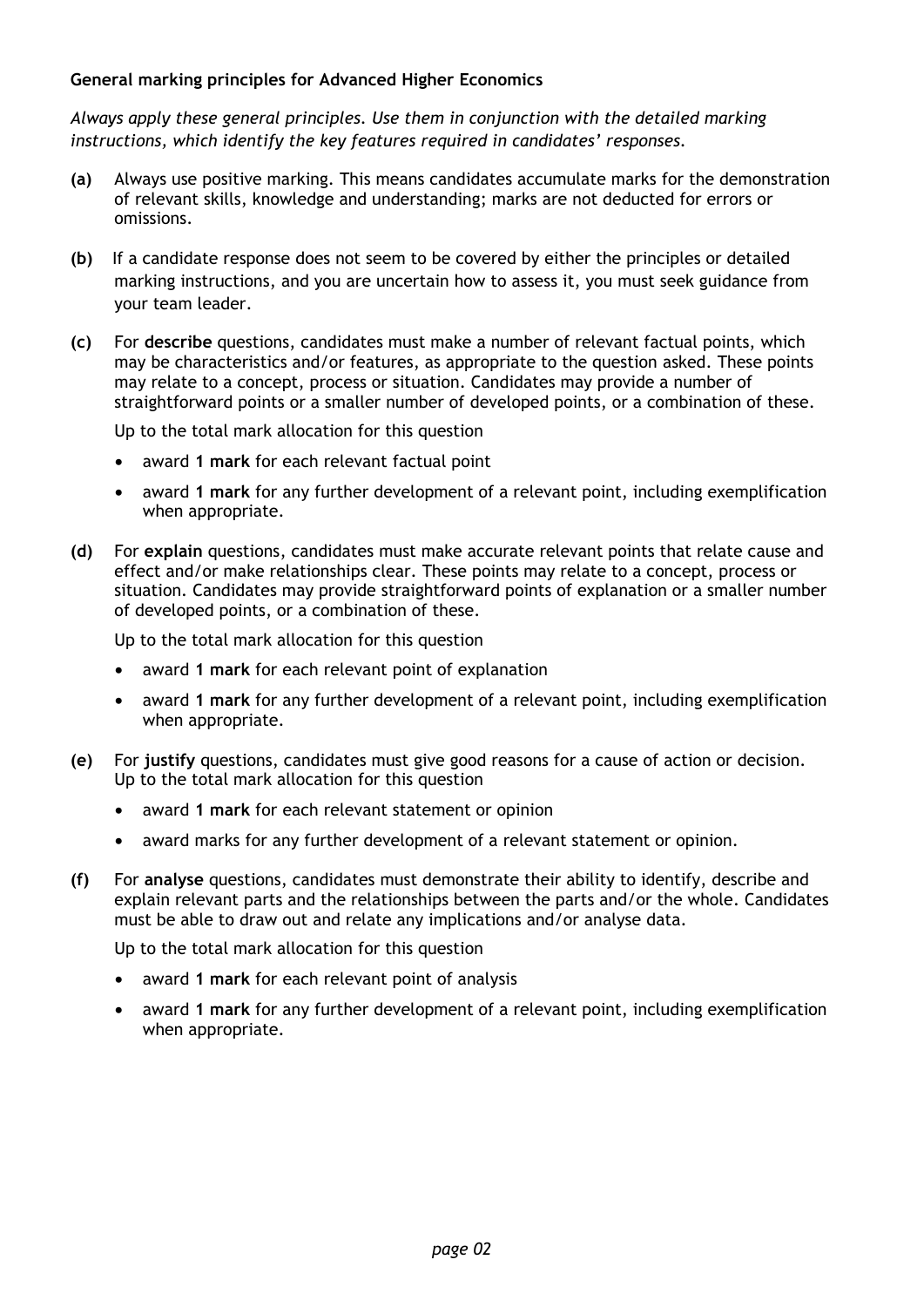**General marking principles for Advanced Higher Economics**

*Always apply these general principles. Use them in conjunction with the detailed marking instructions, which identify the key features required in candidates' responses.*

**(a)** Always use positive marking. This means candidates accumulate marks for the demonstration of relevant skills, knowledge and understanding; marks are not deducted for errors or omissions.

**(b)** If a candidate response does not seem to be covered by either the principles or detailed marking instructions, and you are uncertain how to assess it, you must seek guidance from your team leader.

**(c)** For **describe** questions, candidates must make a number of relevant factual points, which may be characteristics and/or features, as appropriate to the question asked. These points may relate to a concept, process or situation. Candidates may provide a number of straightforward points or a smaller number of developed points, or a combination of these.

Up to the total mark allocation for this question

- award **1 mark** for each relevant factual point
- award **1 mark** for any further development of a relevant point, including exemplification when appropriate.

**(d)** For **explain** questions, candidates must make accurate relevant points that relate cause and effect and/or make relationships clear. These points may relate to a concept, process or situation. Candidates may provide straightforward points of explanation or a smaller number of developed points, or a combination of these.

Up to the total mark allocation for this question

- award **1 mark** for each relevant point of explanation
- award **1 mark** for any further development of a relevant point, including exemplification when appropriate.

**(e)** For **justify** questions, candidates must give good reasons for a cause of action or decision. Up to the total mark allocation for this question

- award **1 mark** for each relevant statement or opinion
- award marks for any further development of a relevant statement or opinion.

**(f)** For **analyse** questions, candidates must demonstrate their ability to identify, describe and explain relevant parts and the relationships between the parts and/or the whole. Candidates must be able to draw out and relate any implications and/or analyse data.

Up to the total mark allocation for this question

- award **1 mark** for each relevant point of analysis
- award **1 mark** for any further development of a relevant point, including exemplification when appropriate.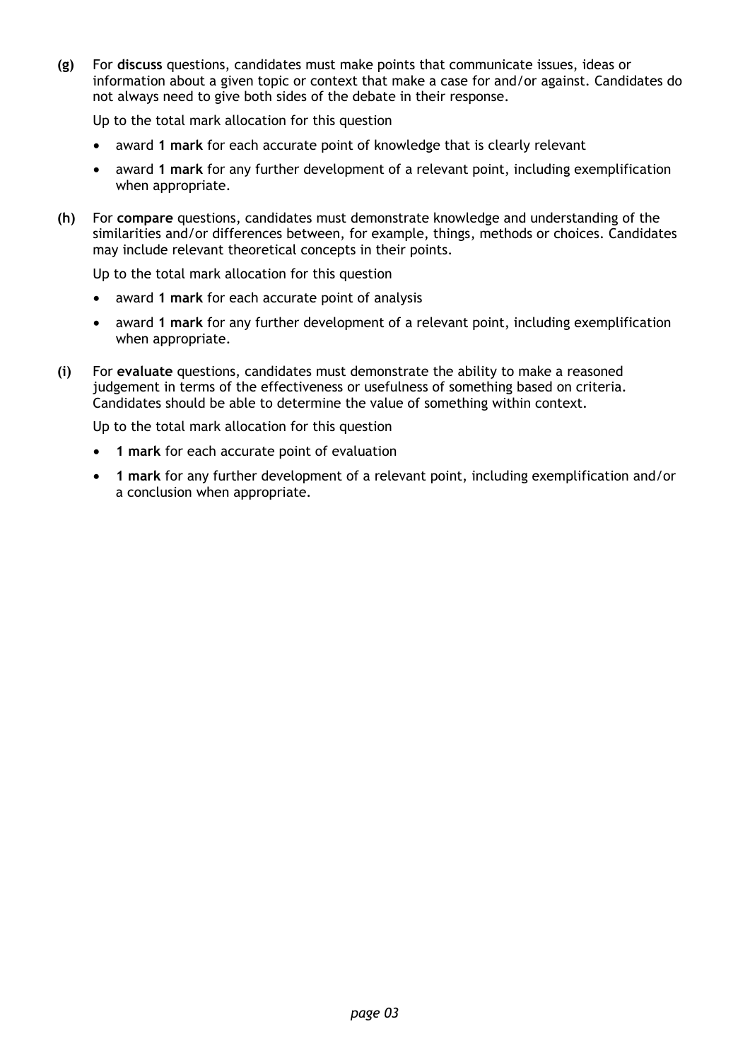**(g)** For **discuss** questions, candidates must make points that communicate issues, ideas or information about a given topic or context that make a case for and/or against. Candidates do not always need to give both sides of the debate in their response.

Up to the total mark allocation for this question

- award **1 mark** for each accurate point of knowledge that is clearly relevant
- award **1 mark** for any further development of a relevant point, including exemplification when appropriate.

**(h)** For **compare** questions, candidates must demonstrate knowledge and understanding of the similarities and/or differences between, for example, things, methods or choices. Candidates may include relevant theoretical concepts in their points.

Up to the total mark allocation for this question

- award **1 mark** for each accurate point of analysis
- award **1 mark** for any further development of a relevant point, including exemplification when appropriate.

**(i)** For **evaluate** questions, candidates must demonstrate the ability to make a reasoned judgement in terms of the effectiveness or usefulness of something based on criteria. Candidates should be able to determine the value of something within context.

Up to the total mark allocation for this question

- **1 mark** for each accurate point of evaluation
- **1 mark** for any further development of a relevant point, including exemplification and/or a conclusion when appropriate.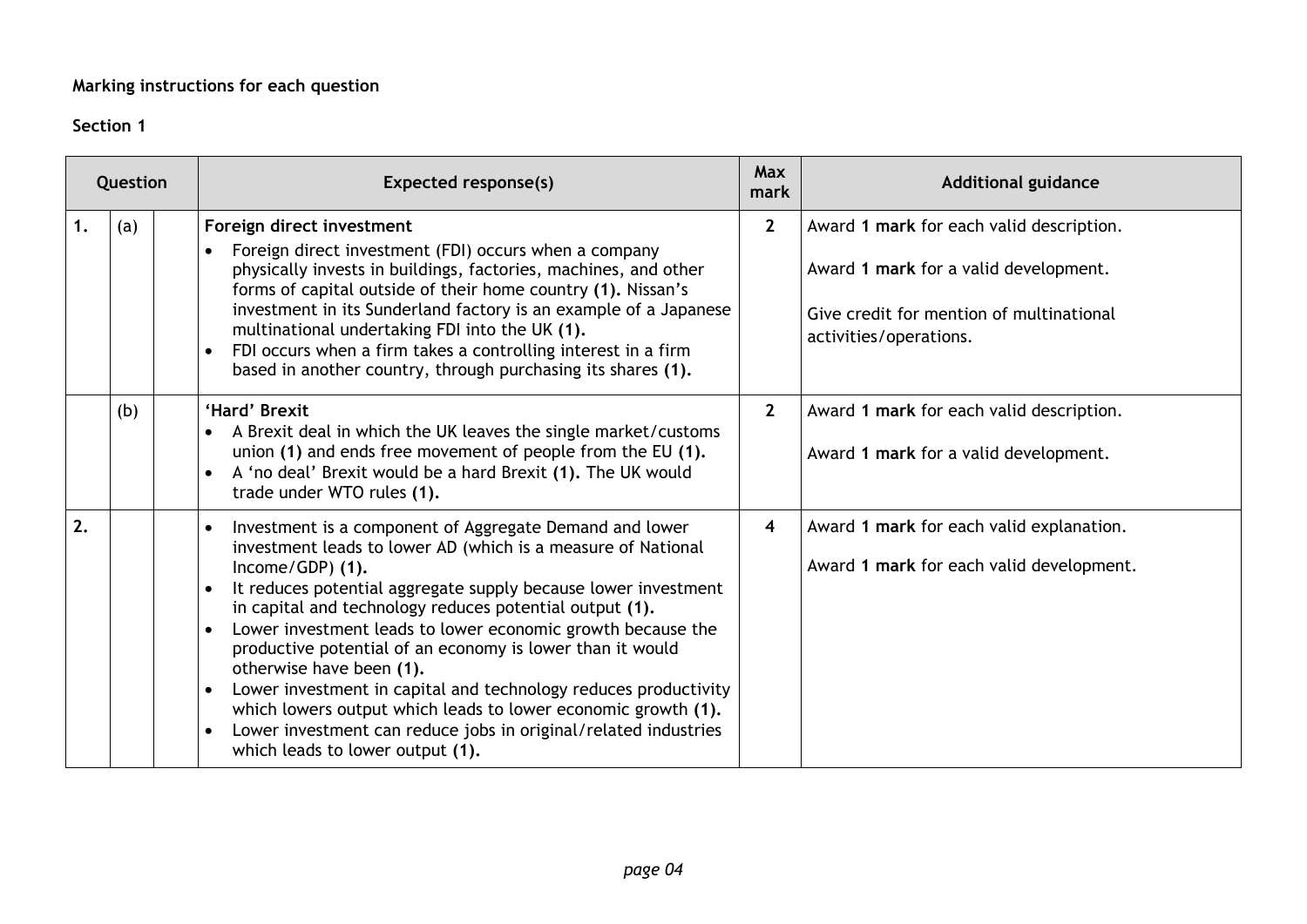**Marking instructions for each question**

**Section 1**

| Question | | | Expected response(s) | Max mark | Additional guidance |
|---|---|---|---|---|---|
| 1. | (a) | | **Foreign direct investment**<br>• Foreign direct investment (FDI) occurs when a company physically invests in buildings, factories, machines, and other forms of capital outside of their home country **(1).** Nissan's investment in its Sunderland factory is an example of a Japanese multinational undertaking FDI into the UK **(1).**<br>• FDI occurs when a firm takes a controlling interest in a firm based in another country, through purchasing its shares **(1).** | **2** | Award **1 mark** for each valid description.<br><br>Award **1 mark** for a valid development.<br><br>Give credit for mention of multinational activities/operations. |
| | (b) | | **'Hard' Brexit**<br>• A Brexit deal in which the UK leaves the single market/customs union **(1)** and ends free movement of people from the EU **(1).**<br>• A 'no deal' Brexit would be a hard Brexit **(1).** The UK would trade under WTO rules **(1).** | **2** | Award **1 mark** for each valid description.<br><br>Award **1 mark** for a valid development. |
| 2. | | | • Investment is a component of Aggregate Demand and lower investment leads to lower AD (which is a measure of National Income/GDP) **(1).**<br>• It reduces potential aggregate supply because lower investment in capital and technology reduces potential output **(1).**<br>• Lower investment leads to lower economic growth because the productive potential of an economy is lower than it would otherwise have been **(1).**<br>• Lower investment in capital and technology reduces productivity which lowers output which leads to lower economic growth **(1).**<br>• Lower investment can reduce jobs in original/related industries which leads to lower output **(1).** | **4** | Award **1 mark** for each valid explanation.<br><br>Award **1 mark** for each valid development. |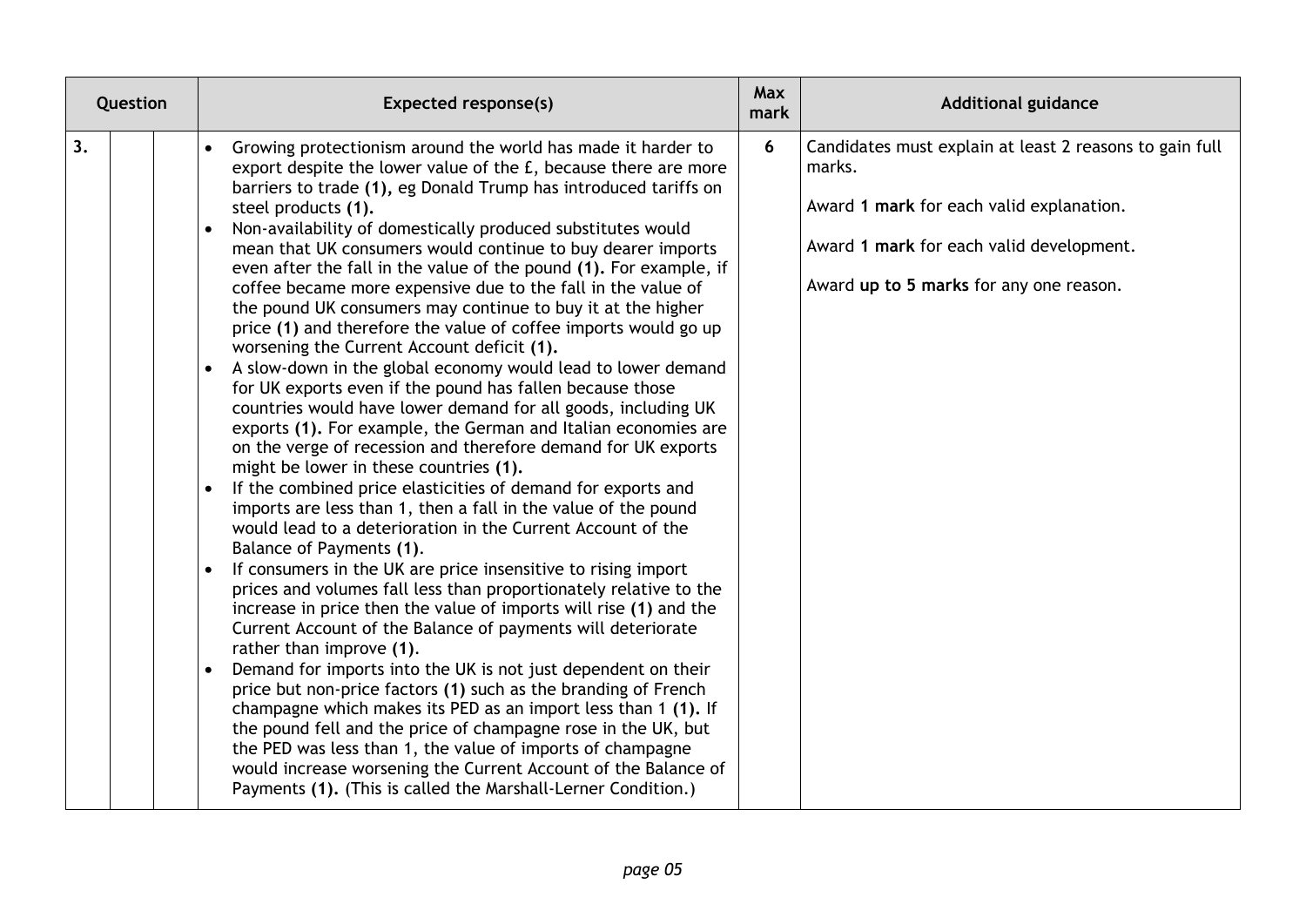| Question | | | Expected response(s) | Max mark | Additional guidance |
|---|---|---|---|---|---|
| 3. | | | • Growing protectionism around the world has made it harder to export despite the lower value of the £, because there are more barriers to trade **(1)**, eg Donald Trump has introduced tariffs on steel products **(1).**<br>• Non-availability of domestically produced substitutes would mean that UK consumers would continue to buy dearer imports even after the fall in the value of the pound **(1).** For example, if coffee became more expensive due to the fall in the value of the pound UK consumers may continue to buy it at the higher price **(1)** and therefore the value of coffee imports would go up worsening the Current Account deficit **(1).**<br>• A slow-down in the global economy would lead to lower demand for UK exports even if the pound has fallen because those countries would have lower demand for all goods, including UK exports **(1).** For example, the German and Italian economies are on the verge of recession and therefore demand for UK exports might be lower in these countries **(1).**<br>• If the combined price elasticities of demand for exports and imports are less than 1, then a fall in the value of the pound would lead to a deterioration in the Current Account of the Balance of Payments **(1)**.<br>• If consumers in the UK are price insensitive to rising import prices and volumes fall less than proportionately relative to the increase in price then the value of imports will rise **(1)** and the Current Account of the Balance of payments will deteriorate rather than improve **(1)**.<br>• Demand for imports into the UK is not just dependent on their price but non-price factors **(1)** such as the branding of French champagne which makes its PED as an import less than 1 **(1).** If the pound fell and the price of champagne rose in the UK, but the PED was less than 1, the value of imports of champagne would increase worsening the Current Account of the Balance of Payments **(1).** (This is called the Marshall-Lerner Condition.) | 6 | Candidates must explain at least 2 reasons to gain full marks.<br><br>Award **1 mark** for each valid explanation.<br><br>Award **1 mark** for each valid development.<br><br>Award **up to 5 marks** for any one reason. |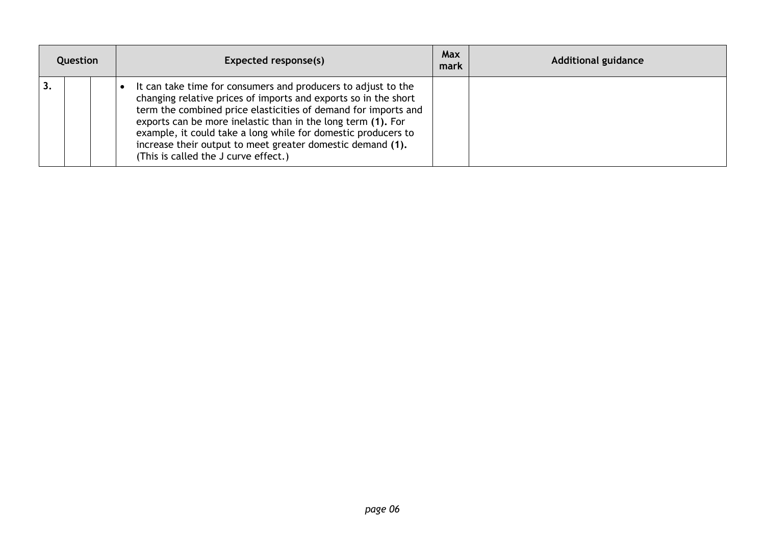| Question | | | Expected response(s) | Max mark | Additional guidance |
|---|---|---|---|---|---|
| 3. | | | • It can take time for consumers and producers to adjust to the changing relative prices of imports and exports so in the short term the combined price elasticities of demand for imports and exports can be more inelastic than in the long term **(1).** For example, it could take a long while for domestic producers to increase their output to meet greater domestic demand **(1).** (This is called the J curve effect.) | | |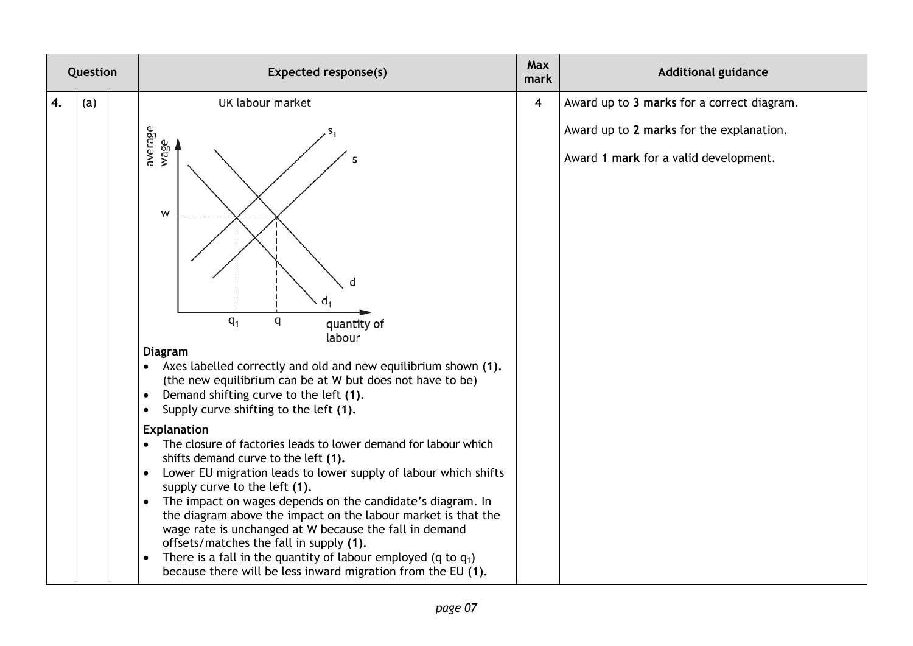| Question | | | Expected response(s) | Max mark | Additional guidance |
|---|---|---|---|---|---|
| 4. | (a) | | UK labour market<br><br>**Diagram**<br>• Axes labelled correctly and old and new equilibrium shown **(1).** (the new equilibrium can be at W but does not have to be)<br>• Demand shifting curve to the left **(1).**<br>• Supply curve shifting to the left **(1).**<br><br>**Explanation**<br>• The closure of factories leads to lower demand for labour which shifts demand curve to the left **(1).**<br>• Lower EU migration leads to lower supply of labour which shifts supply curve to the left **(1).**<br>• The impact on wages depends on the candidate's diagram. In the diagram above the impact on the labour market is that the wage rate is unchanged at W because the fall in demand offsets/matches the fall in supply **(1).**<br>• There is a fall in the quantity of labour employed (q to $q_1$) because there will be less inward migration from the EU **(1).** | 4 | Award up to **3 marks** for a correct diagram.<br><br>Award up to **2 marks** for the explanation.<br><br>Award **1 mark** for a valid development. |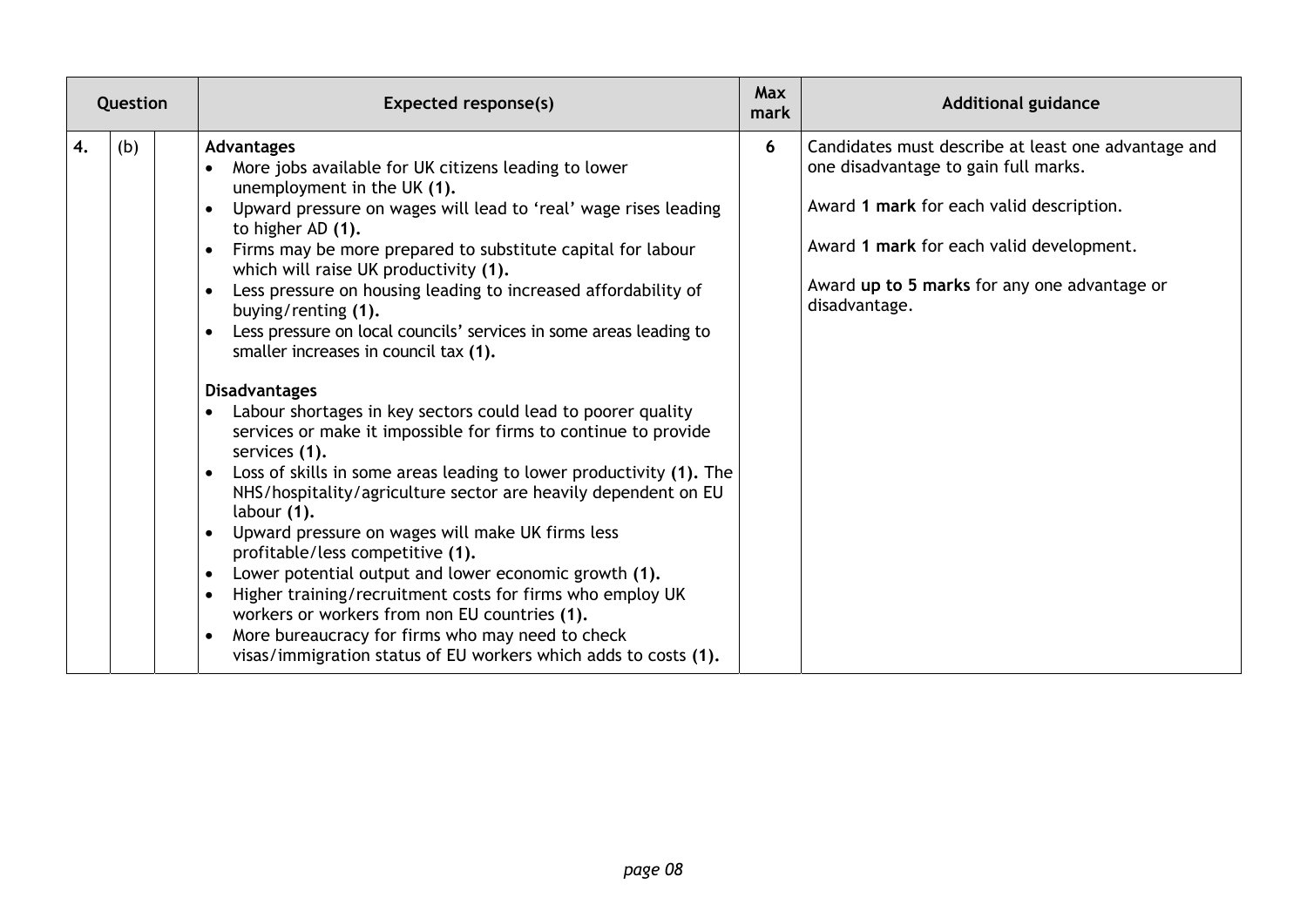| Question | | | Expected response(s) | Max mark | Additional guidance |
|---|---|---|---|---|---|
| 4. | (b) | | **Advantages**<br>• More jobs available for UK citizens leading to lower unemployment in the UK **(1).**<br>• Upward pressure on wages will lead to 'real' wage rises leading to higher AD **(1).**<br>• Firms may be more prepared to substitute capital for labour which will raise UK productivity **(1).**<br>• Less pressure on housing leading to increased affordability of buying/renting **(1).**<br>• Less pressure on local councils' services in some areas leading to smaller increases in council tax **(1).**<br><br>**Disadvantages**<br>• Labour shortages in key sectors could lead to poorer quality services or make it impossible for firms to continue to provide services **(1).**<br>• Loss of skills in some areas leading to lower productivity **(1).** The NHS/hospitality/agriculture sector are heavily dependent on EU labour **(1).**<br>• Upward pressure on wages will make UK firms less profitable/less competitive **(1).**<br>• Lower potential output and lower economic growth **(1).**<br>• Higher training/recruitment costs for firms who employ UK workers or workers from non EU countries **(1).**<br>• More bureaucracy for firms who may need to check visas/immigration status of EU workers which adds to costs **(1).** | 6 | Candidates must describe at least one advantage and one disadvantage to gain full marks.<br><br>Award **1 mark** for each valid description.<br><br>Award **1 mark** for each valid development.<br><br>Award **up to 5 marks** for any one advantage or disadvantage. |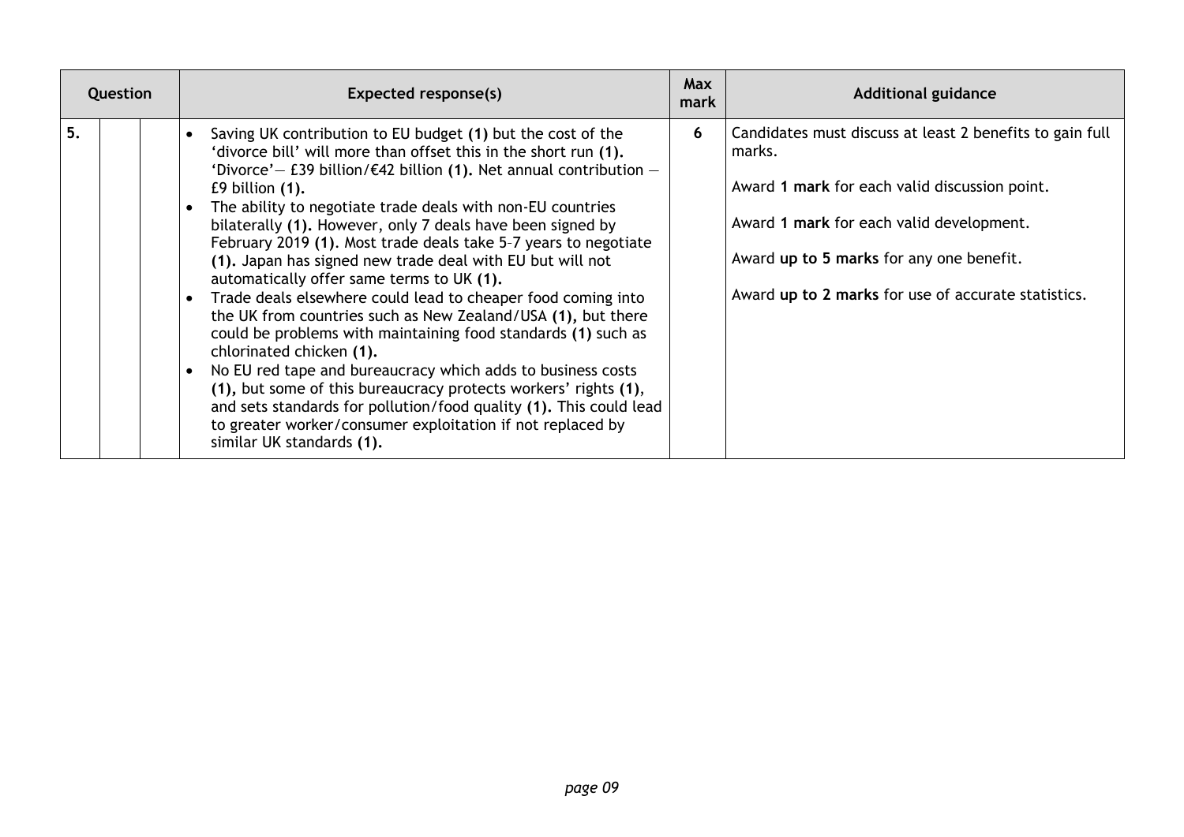| Question | | | Expected response(s) | Max mark | Additional guidance |
|---|---|---|---|---|---|
| 5. | | | • Saving UK contribution to EU budget **(1)** but the cost of the 'divorce bill' will more than offset this in the short run **(1).** 'Divorce'— £39 billion/€42 billion **(1).** Net annual contribution — £9 billion **(1).**<br>• The ability to negotiate trade deals with non-EU countries bilaterally **(1).** However, only 7 deals have been signed by February 2019 **(1)**. Most trade deals take 5–7 years to negotiate **(1).** Japan has signed new trade deal with EU but will not automatically offer same terms to UK **(1).**<br>• Trade deals elsewhere could lead to cheaper food coming into the UK from countries such as New Zealand/USA **(1),** but there could be problems with maintaining food standards **(1)** such as chlorinated chicken **(1).**<br>• No EU red tape and bureaucracy which adds to business costs **(1),** but some of this bureaucracy protects workers' rights **(1)**, and sets standards for pollution/food quality **(1).** This could lead to greater worker/consumer exploitation if not replaced by similar UK standards **(1).** | 6 | Candidates must discuss at least 2 benefits to gain full marks.<br><br>Award **1 mark** for each valid discussion point.<br><br>Award **1 mark** for each valid development.<br><br>Award **up to 5 marks** for any one benefit.<br><br>Award **up to 2 marks** for use of accurate statistics. |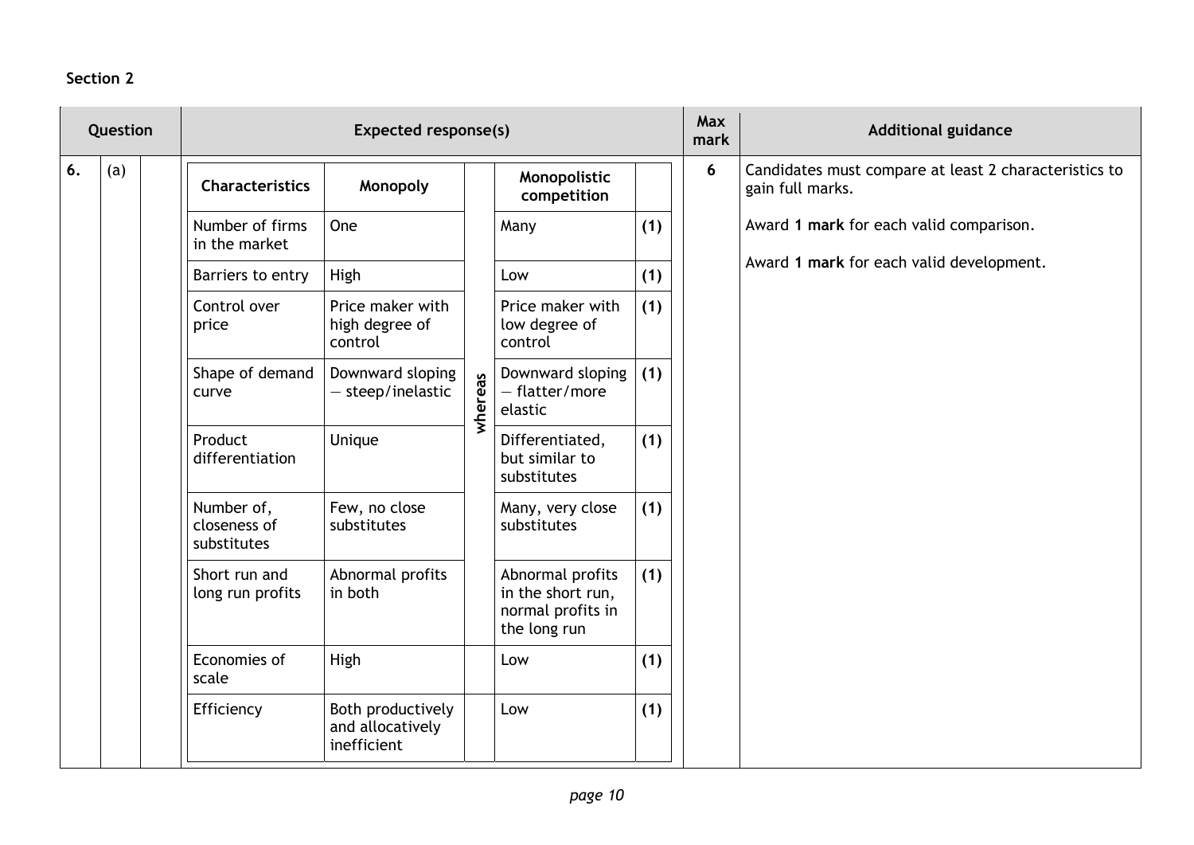## Section 2

| Question | | | Expected response(s) | Max mark | Additional guidance |
|---|---|---|---|---|---|
| 6. | (a) | | (see table below) | 6 | Candidates must compare at least 2 characteristics to gain full marks.<br><br>Award **1 mark** for each valid comparison.<br><br>Award **1 mark** for each valid development. |

| Characteristics | Monopoly | | Monopolistic competition | |
|---|---|---|---|---|
| Number of firms in the market | One | whereas | Many | **(1)** |
| Barriers to entry | High | whereas | Low | **(1)** |
| Control over price | Price maker with high degree of control | whereas | Price maker with low degree of control | **(1)** |
| Shape of demand curve | Downward sloping — steep/inelastic | whereas | Downward sloping — flatter/more elastic | **(1)** |
| Product differentiation | Unique | whereas | Differentiated, but similar to substitutes | **(1)** |
| Number of, closeness of substitutes | Few, no close substitutes | whereas | Many, very close substitutes | **(1)** |
| Short run and long run profits | Abnormal profits in both | whereas | Abnormal profits in the short run, normal profits in the long run | **(1)** |
| Economies of scale | High | whereas | Low | **(1)** |
| Efficiency | Both productively and allocatively inefficient | whereas | Low | **(1)** |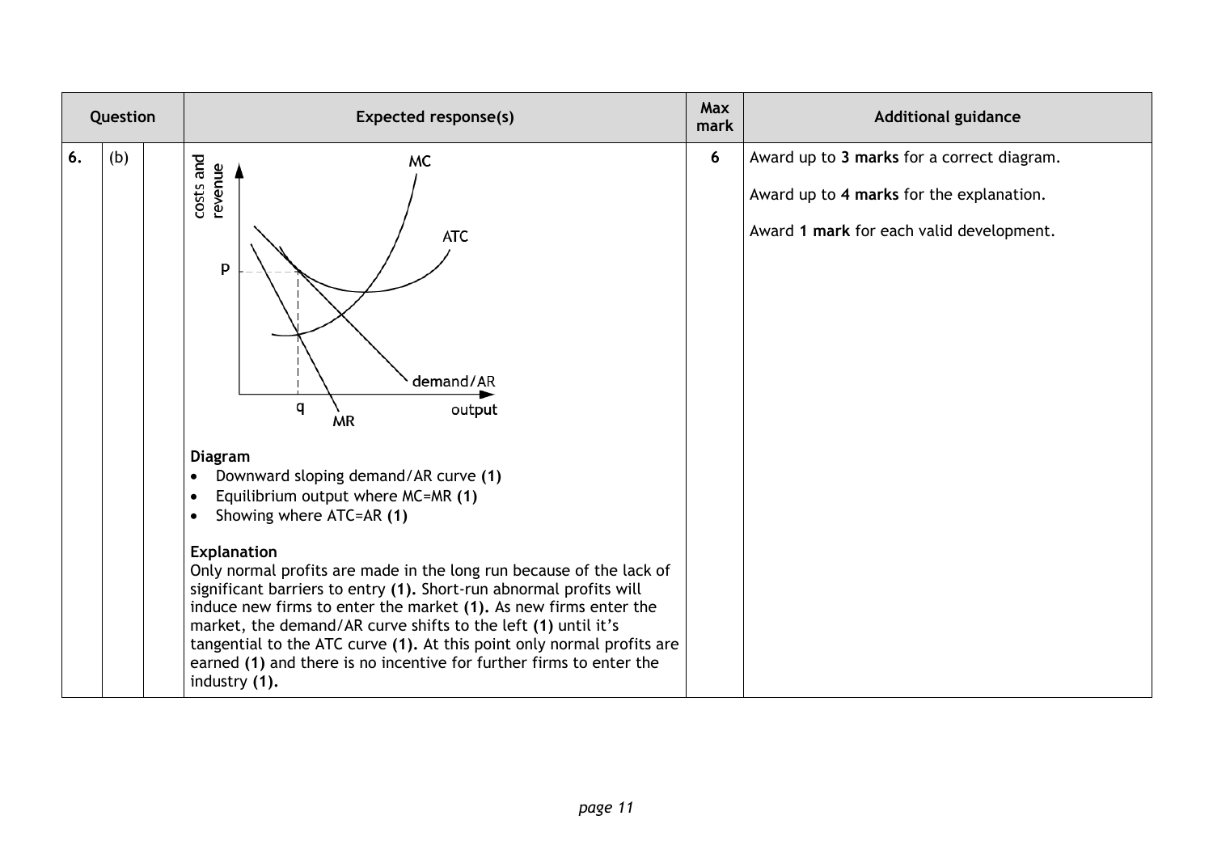| Question | | | Expected response(s) | Max mark | Additional guidance |
|---|---|---|---|---|---|
| 6. | (b) | | costs and revenue / MC / ATC / p / q / demand/AR / MR / output<br><br>**Diagram**<br>• Downward sloping demand/AR curve **(1)**<br>• Equilibrium output where MC=MR **(1)**<br>• Showing where ATC=AR **(1)**<br><br>**Explanation**<br>Only normal profits are made in the long run because of the lack of significant barriers to entry **(1).** Short-run abnormal profits will induce new firms to enter the market **(1).** As new firms enter the market, the demand/AR curve shifts to the left **(1)** until it's tangential to the ATC curve **(1).** At this point only normal profits are earned **(1)** and there is no incentive for further firms to enter the industry **(1).** | 6 | Award up to **3 marks** for a correct diagram.<br><br>Award up to **4 marks** for the explanation.<br><br>Award **1 mark** for each valid development. |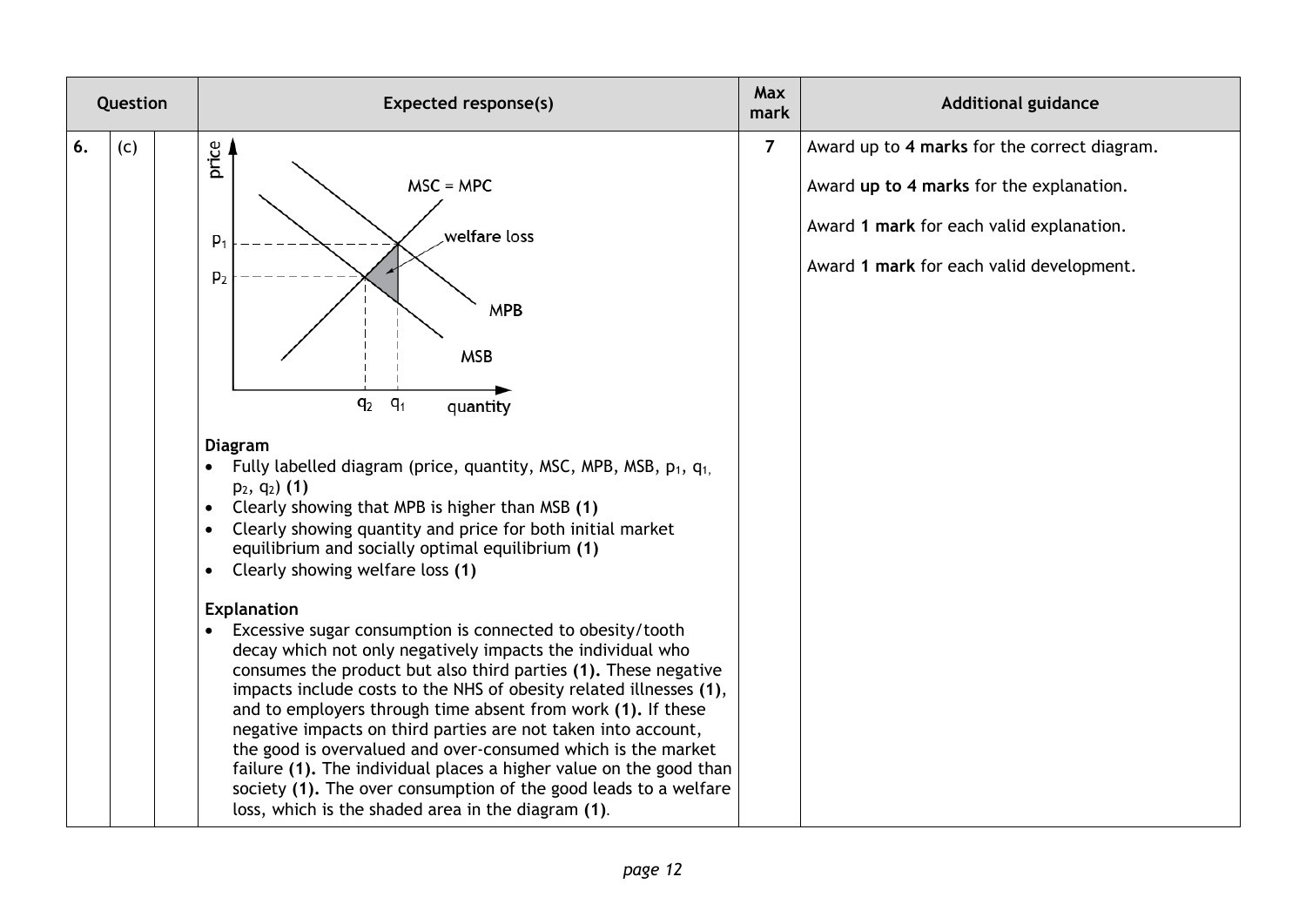| Question | | | Expected response(s) | Max mark | Additional guidance |
|---|---|---|---|---|---|
| 6. | (c) | | price / quantity diagram: MSC = MPC, MPB, MSB, welfare loss, $p_1$, $p_2$, $q_2$, $q_1$ <br><br> **Diagram** <br> • Fully labelled diagram (price, quantity, MSC, MPB, MSB, $p_1$, $q_1$, $p_2$, $q_2$) **(1)** <br> • Clearly showing that MPB is higher than MSB **(1)** <br> • Clearly showing quantity and price for both initial market equilibrium and socially optimal equilibrium **(1)** <br> • Clearly showing welfare loss **(1)** <br><br> **Explanation** <br> • Excessive sugar consumption is connected to obesity/tooth decay which not only negatively impacts the individual who consumes the product but also third parties **(1).** These negative impacts include costs to the NHS of obesity related illnesses **(1)**, and to employers through time absent from work **(1).** If these negative impacts on third parties are not taken into account, the good is overvalued and over-consumed which is the market failure **(1).** The individual places a higher value on the good than society **(1).** The over consumption of the good leads to a welfare loss, which is the shaded area in the diagram **(1)**. | 7 | Award up to **4 marks** for the correct diagram. <br><br> Award **up to 4 marks** for the explanation. <br><br> Award **1 mark** for each valid explanation. <br><br> Award **1 mark** for each valid development. |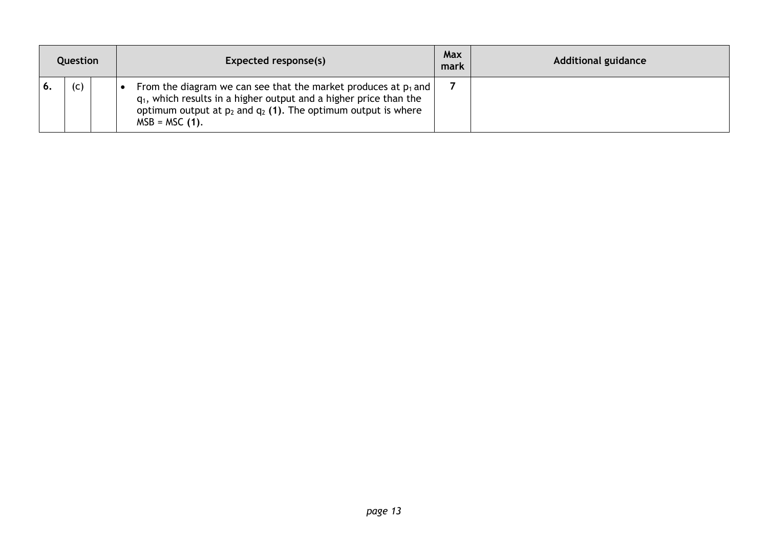| Question | | | Expected response(s) | Max mark | Additional guidance |
|---|---|---|---|---|---|
| 6. | (c) | | • From the diagram we can see that the market produces at $p_1$ and $q_1$, which results in a higher output and a higher price than the optimum output at $p_2$ and $q_2$ **(1)**. The optimum output is where MSB = MSC **(1)**. | 7 | |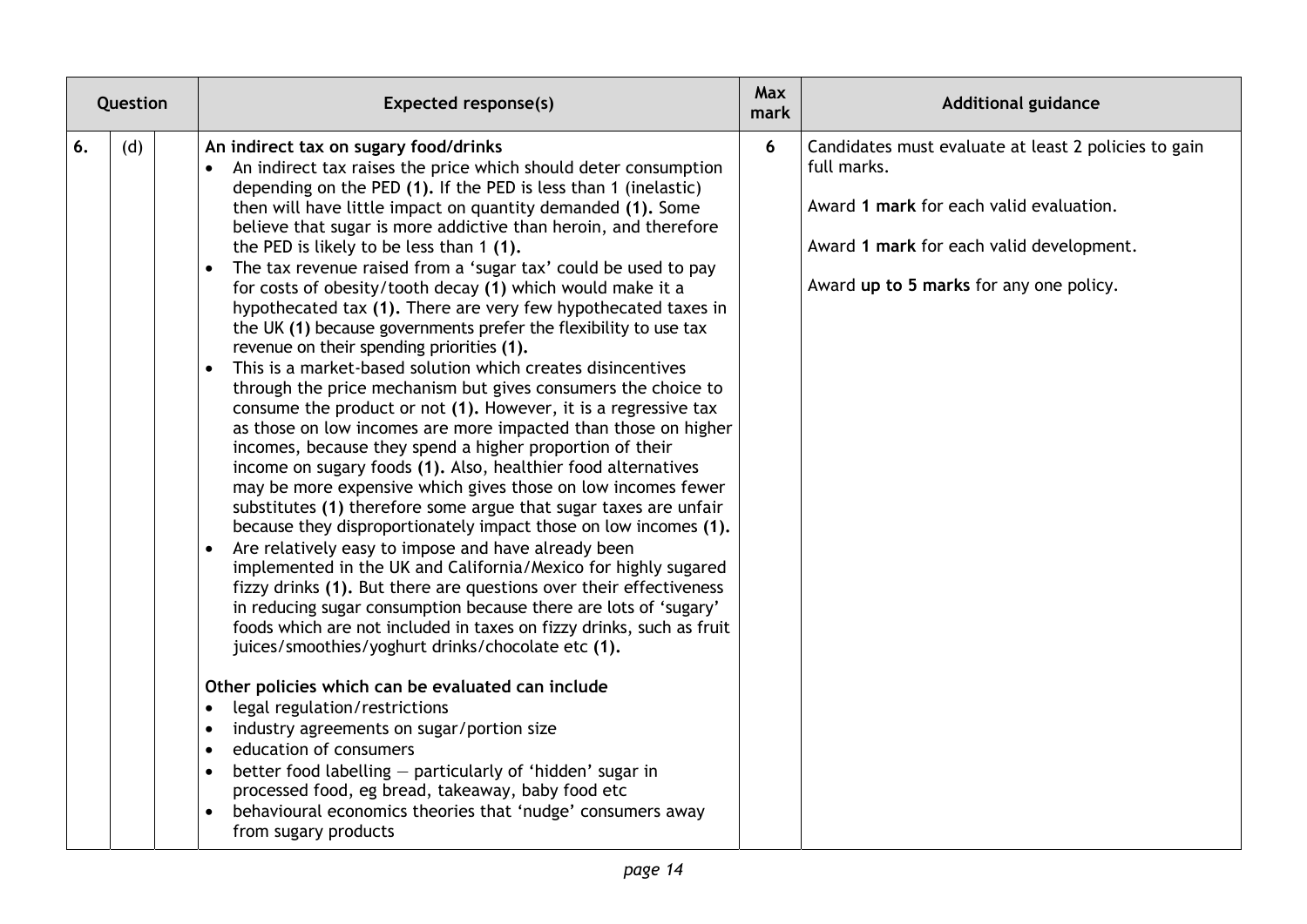| Question | | | Expected response(s) | Max mark | Additional guidance |
|---|---|---|---|---|---|
| 6. | (d) | | **An indirect tax on sugary food/drinks**<br>• An indirect tax raises the price which should deter consumption depending on the PED **(1).** If the PED is less than 1 (inelastic) then will have little impact on quantity demanded **(1).** Some believe that sugar is more addictive than heroin, and therefore the PED is likely to be less than 1 **(1).**<br>• The tax revenue raised from a 'sugar tax' could be used to pay for costs of obesity/tooth decay **(1)** which would make it a hypothecated tax **(1).** There are very few hypothecated taxes in the UK **(1)** because governments prefer the flexibility to use tax revenue on their spending priorities **(1).**<br>• This is a market-based solution which creates disincentives through the price mechanism but gives consumers the choice to consume the product or not **(1).** However, it is a regressive tax as those on low incomes are more impacted than those on higher incomes, because they spend a higher proportion of their income on sugary foods **(1).** Also, healthier food alternatives may be more expensive which gives those on low incomes fewer substitutes **(1)** therefore some argue that sugar taxes are unfair because they disproportionately impact those on low incomes **(1).**<br>• Are relatively easy to impose and have already been implemented in the UK and California/Mexico for highly sugared fizzy drinks **(1).** But there are questions over their effectiveness in reducing sugar consumption because there are lots of 'sugary' foods which are not included in taxes on fizzy drinks, such as fruit juices/smoothies/yoghurt drinks/chocolate etc **(1).**<br><br>**Other policies which can be evaluated can include**<br>• legal regulation/restrictions<br>• industry agreements on sugar/portion size<br>• education of consumers<br>• better food labelling — particularly of 'hidden' sugar in processed food, eg bread, takeaway, baby food etc<br>• behavioural economics theories that 'nudge' consumers away from sugary products | 6 | Candidates must evaluate at least 2 policies to gain full marks.<br><br>Award **1 mark** for each valid evaluation.<br><br>Award **1 mark** for each valid development.<br><br>Award **up to 5 marks** for any one policy. |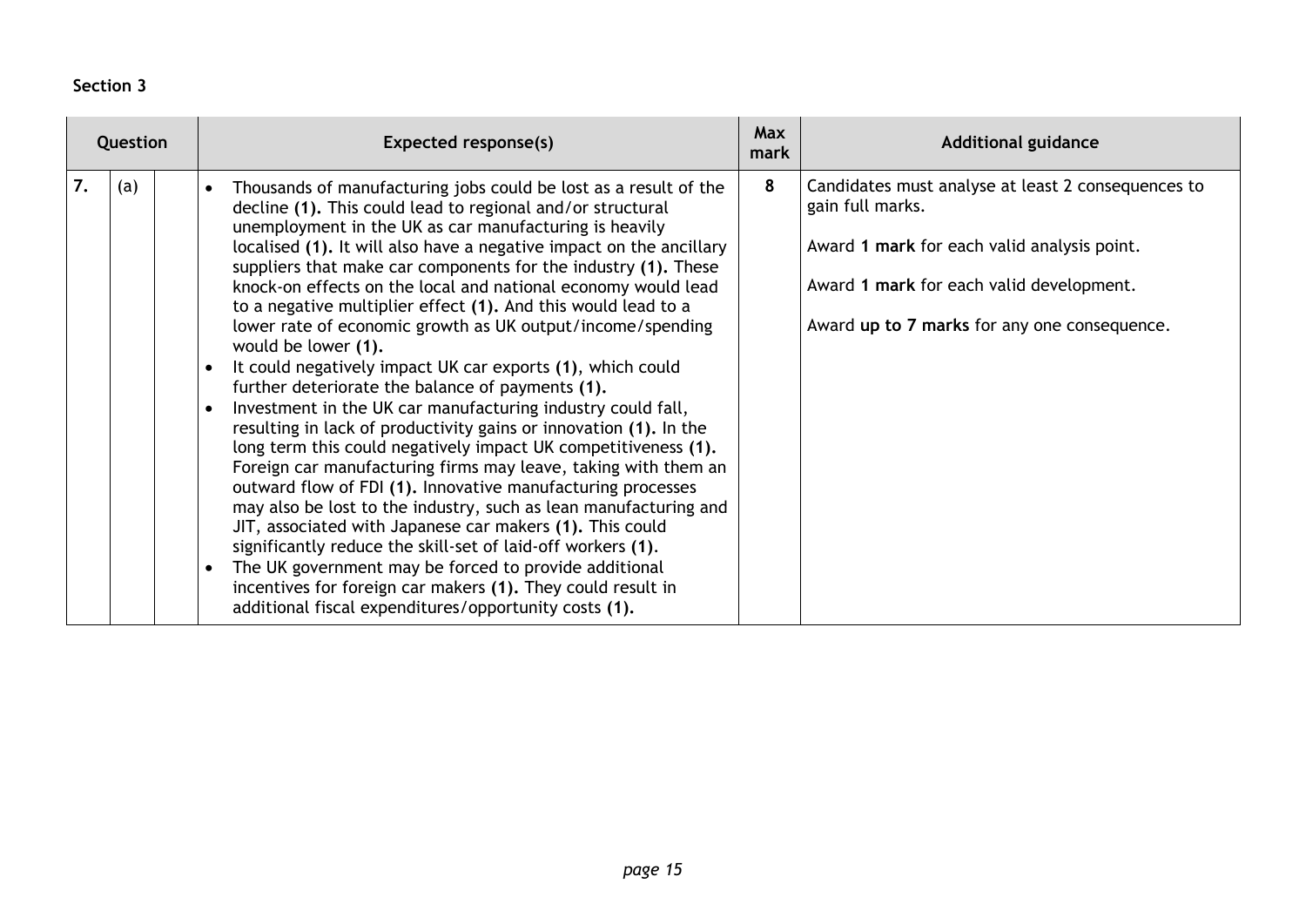## Section 3

| Question | | | Expected response(s) | Max mark | Additional guidance |
|---|---|---|---|---|---|
| 7. | (a) | | • Thousands of manufacturing jobs could be lost as a result of the decline **(1).** This could lead to regional and/or structural unemployment in the UK as car manufacturing is heavily localised **(1).** It will also have a negative impact on the ancillary suppliers that make car components for the industry **(1).** These knock-on effects on the local and national economy would lead to a negative multiplier effect **(1).** And this would lead to a lower rate of economic growth as UK output/income/spending would be lower **(1).**<br>• It could negatively impact UK car exports **(1)**, which could further deteriorate the balance of payments **(1).**<br>• Investment in the UK car manufacturing industry could fall, resulting in lack of productivity gains or innovation **(1).** In the long term this could negatively impact UK competitiveness **(1).** Foreign car manufacturing firms may leave, taking with them an outward flow of FDI **(1).** Innovative manufacturing processes may also be lost to the industry, such as lean manufacturing and JIT, associated with Japanese car makers **(1).** This could significantly reduce the skill-set of laid-off workers **(1)**.<br>• The UK government may be forced to provide additional incentives for foreign car makers **(1).** They could result in additional fiscal expenditures/opportunity costs **(1).** | 8 | Candidates must analyse at least 2 consequences to gain full marks.<br><br>Award **1 mark** for each valid analysis point.<br><br>Award **1 mark** for each valid development.<br><br>Award **up to 7 marks** for any one consequence. |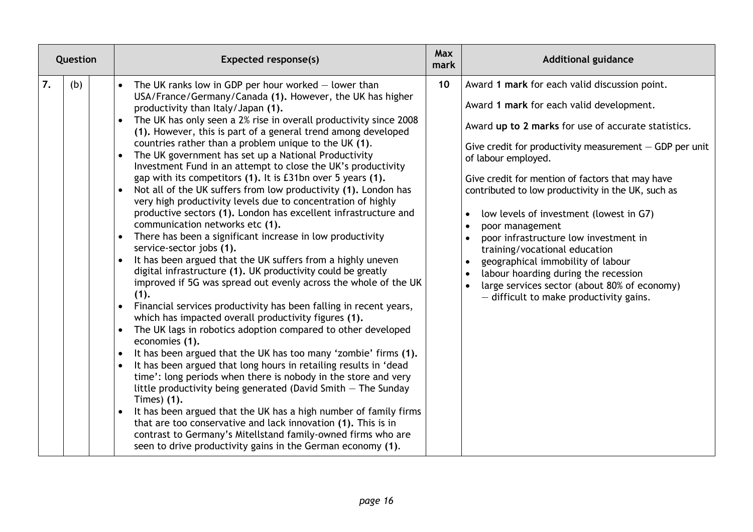| Question | | | Expected response(s) | Max mark | Additional guidance |
|---|---|---|---|---|---|
| 7. | (b) | | • The UK ranks low in GDP per hour worked — lower than USA/France/Germany/Canada **(1).** However, the UK has higher productivity than Italy/Japan **(1).**<br>• The UK has only seen a 2% rise in overall productivity since 2008 **(1).** However, this is part of a general trend among developed countries rather than a problem unique to the UK **(1)**.<br>• The UK government has set up a National Productivity Investment Fund in an attempt to close the UK's productivity gap with its competitors **(1).** It is £31bn over 5 years **(1).**<br>• Not all of the UK suffers from low productivity **(1).** London has very high productivity levels due to concentration of highly productive sectors **(1).** London has excellent infrastructure and communication networks etc **(1).**<br>• There has been a significant increase in low productivity service-sector jobs **(1).**<br>• It has been argued that the UK suffers from a highly uneven digital infrastructure **(1).** UK productivity could be greatly improved if 5G was spread out evenly across the whole of the UK **(1).**<br>• Financial services productivity has been falling in recent years, which has impacted overall productivity figures **(1).**<br>• The UK lags in robotics adoption compared to other developed economies **(1).**<br>• It has been argued that the UK has too many 'zombie' firms **(1).**<br>• It has been argued that long hours in retailing results in 'dead time': long periods when there is nobody in the store and very little productivity being generated (David Smith — The Sunday Times) **(1).**<br>• It has been argued that the UK has a high number of family firms that are too conservative and lack innovation **(1).** This is in contrast to Germany's Mitellstand family-owned firms who are seen to drive productivity gains in the German economy **(1)**. | 10 | Award **1 mark** for each valid discussion point.<br><br>Award **1 mark** for each valid development.<br><br>Award **up to 2 marks** for use of accurate statistics.<br><br>Give credit for productivity measurement — GDP per unit of labour employed.<br><br>Give credit for mention of factors that may have contributed to low productivity in the UK, such as<br><br>• low levels of investment (lowest in G7)<br>• poor management<br>• poor infrastructure low investment in training/vocational education<br>• geographical immobility of labour<br>• labour hoarding during the recession<br>• large services sector (about 80% of economy) — difficult to make productivity gains. |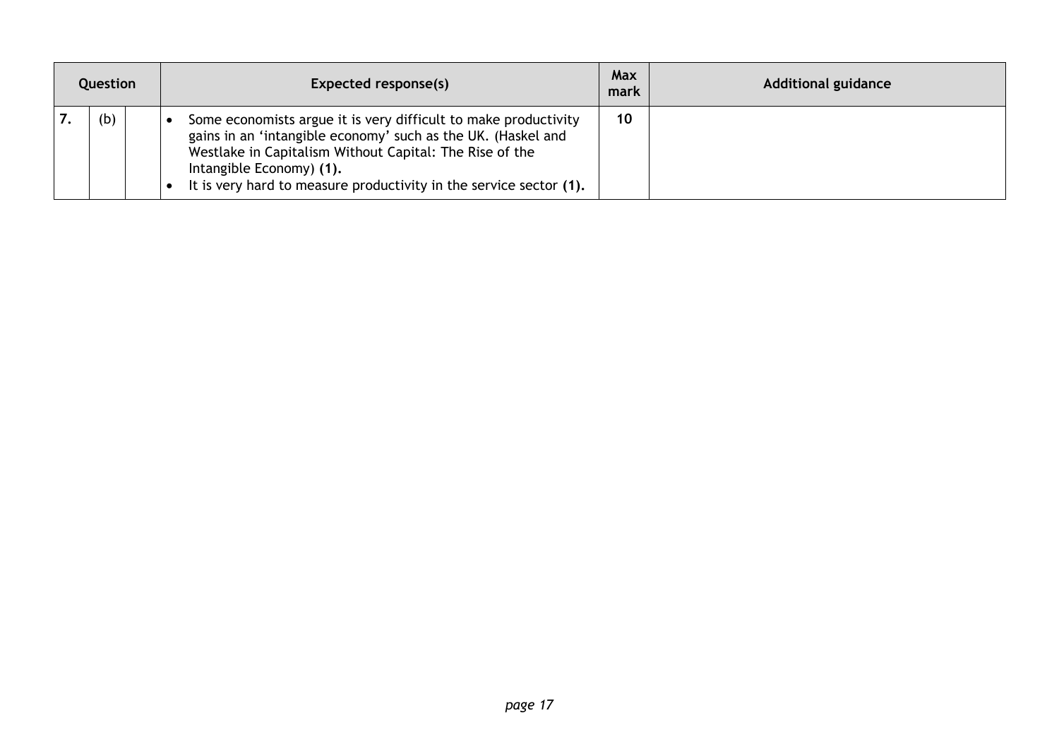| Question | | | Expected response(s) | Max mark | Additional guidance |
|---|---|---|---|---|---|
| 7. | (b) | | • Some economists argue it is very difficult to make productivity gains in an 'intangible economy' such as the UK. (Haskel and Westlake in Capitalism Without Capital: The Rise of the Intangible Economy) **(1).**<br>• It is very hard to measure productivity in the service sector **(1).** | 10 | |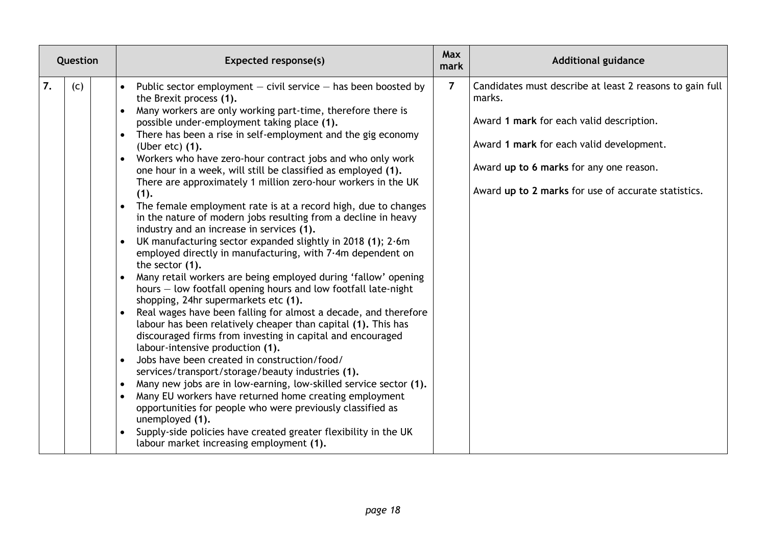| Question | | | Expected response(s) | Max mark | Additional guidance |
|---|---|---|---|---|---|
| 7. | (c) | | • Public sector employment — civil service — has been boosted by the Brexit process **(1).**<br>• Many workers are only working part-time, therefore there is possible under-employment taking place **(1).**<br>• There has been a rise in self-employment and the gig economy (Uber etc) **(1).**<br>• Workers who have zero-hour contract jobs and who only work one hour in a week, will still be classified as employed **(1).** There are approximately 1 million zero-hour workers in the UK **(1).**<br>• The female employment rate is at a record high, due to changes in the nature of modern jobs resulting from a decline in heavy industry and an increase in services **(1).**<br>• UK manufacturing sector expanded slightly in 2018 **(1)**; 2·6m employed directly in manufacturing, with 7·4m dependent on the sector **(1).**<br>• Many retail workers are being employed during 'fallow' opening hours — low footfall opening hours and low footfall late-night shopping, 24hr supermarkets etc **(1).**<br>• Real wages have been falling for almost a decade, and therefore labour has been relatively cheaper than capital **(1).** This has discouraged firms from investing in capital and encouraged labour-intensive production **(1).**<br>• Jobs have been created in construction/food/services/transport/storage/beauty industries **(1).**<br>• Many new jobs are in low-earning, low-skilled service sector **(1).**<br>• Many EU workers have returned home creating employment opportunities for people who were previously classified as unemployed **(1).**<br>• Supply-side policies have created greater flexibility in the UK labour market increasing employment **(1).** | 7 | Candidates must describe at least 2 reasons to gain full marks.<br><br>Award **1 mark** for each valid description.<br><br>Award **1 mark** for each valid development.<br><br>Award **up to 6 marks** for any one reason.<br><br>Award **up to 2 marks** for use of accurate statistics. |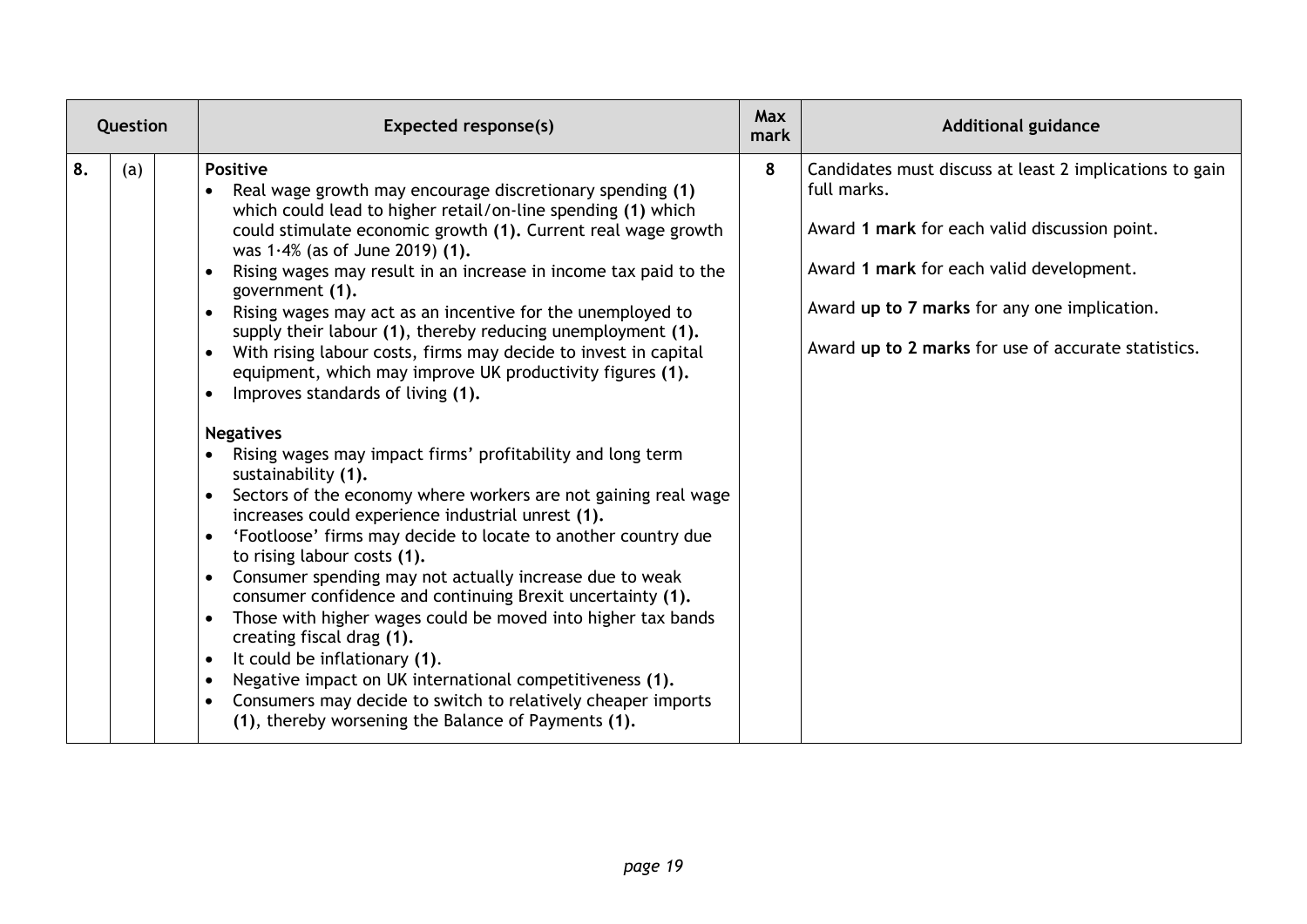| Question | | | Expected response(s) | Max mark | Additional guidance |
|---|---|---|---|---|---|
| 8. | (a) | | **Positive**<br>• Real wage growth may encourage discretionary spending **(1)** which could lead to higher retail/on-line spending **(1)** which could stimulate economic growth **(1).** Current real wage growth was 1·4% (as of June 2019) **(1).**<br>• Rising wages may result in an increase in income tax paid to the government **(1).**<br>• Rising wages may act as an incentive for the unemployed to supply their labour **(1)**, thereby reducing unemployment **(1).**<br>• With rising labour costs, firms may decide to invest in capital equipment, which may improve UK productivity figures **(1).**<br>• Improves standards of living **(1).**<br><br>**Negatives**<br>• Rising wages may impact firms' profitability and long term sustainability **(1).**<br>• Sectors of the economy where workers are not gaining real wage increases could experience industrial unrest **(1).**<br>• 'Footloose' firms may decide to locate to another country due to rising labour costs **(1).**<br>• Consumer spending may not actually increase due to weak consumer confidence and continuing Brexit uncertainty **(1).**<br>• Those with higher wages could be moved into higher tax bands creating fiscal drag **(1).**<br>• It could be inflationary **(1)**.<br>• Negative impact on UK international competitiveness **(1).**<br>• Consumers may decide to switch to relatively cheaper imports **(1)**, thereby worsening the Balance of Payments **(1).** | 8 | Candidates must discuss at least 2 implications to gain full marks.<br><br>Award **1 mark** for each valid discussion point.<br><br>Award **1 mark** for each valid development.<br><br>Award **up to 7 marks** for any one implication.<br><br>Award **up to 2 marks** for use of accurate statistics. |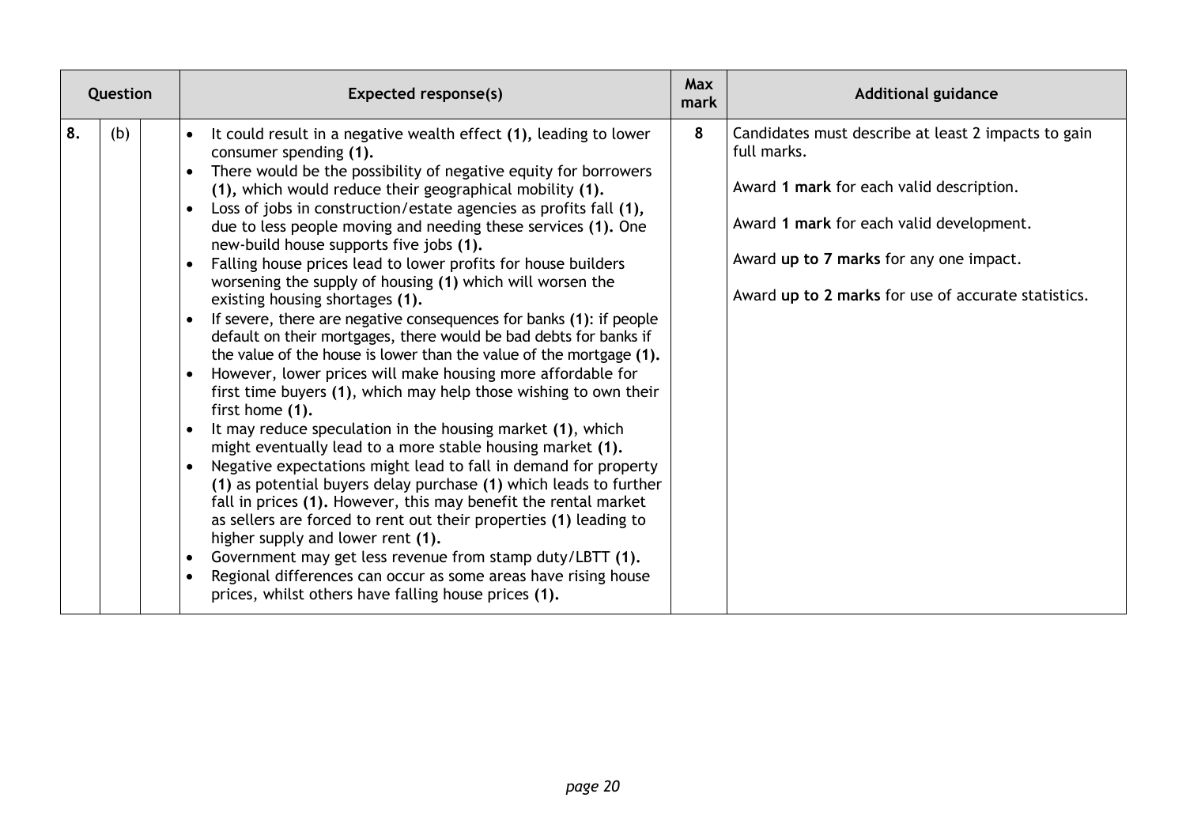| Question | | | Expected response(s) | Max mark | Additional guidance |
|---|---|---|---|---|---|
| 8. | (b) | | • It could result in a negative wealth effect **(1)**, leading to lower consumer spending **(1)**.<br>• There would be the possibility of negative equity for borrowers **(1)**, which would reduce their geographical mobility **(1)**.<br>• Loss of jobs in construction/estate agencies as profits fall **(1)**, due to less people moving and needing these services **(1)**. One new-build house supports five jobs **(1)**.<br>• Falling house prices lead to lower profits for house builders worsening the supply of housing **(1)** which will worsen the existing housing shortages **(1)**.<br>• If severe, there are negative consequences for banks **(1)**: if people default on their mortgages, there would be bad debts for banks if the value of the house is lower than the value of the mortgage **(1)**.<br>• However, lower prices will make housing more affordable for first time buyers **(1)**, which may help those wishing to own their first home **(1)**.<br>• It may reduce speculation in the housing market **(1)**, which might eventually lead to a more stable housing market **(1)**.<br>• Negative expectations might lead to fall in demand for property **(1)** as potential buyers delay purchase **(1)** which leads to further fall in prices **(1)**. However, this may benefit the rental market as sellers are forced to rent out their properties **(1)** leading to higher supply and lower rent **(1)**.<br>• Government may get less revenue from stamp duty/LBTT **(1)**.<br>• Regional differences can occur as some areas have rising house prices, whilst others have falling house prices **(1)**. | 8 | Candidates must describe at least 2 impacts to gain full marks.<br><br>Award **1 mark** for each valid description.<br><br>Award **1 mark** for each valid development.<br><br>Award **up to 7 marks** for any one impact.<br><br>Award **up to 2 marks** for use of accurate statistics. |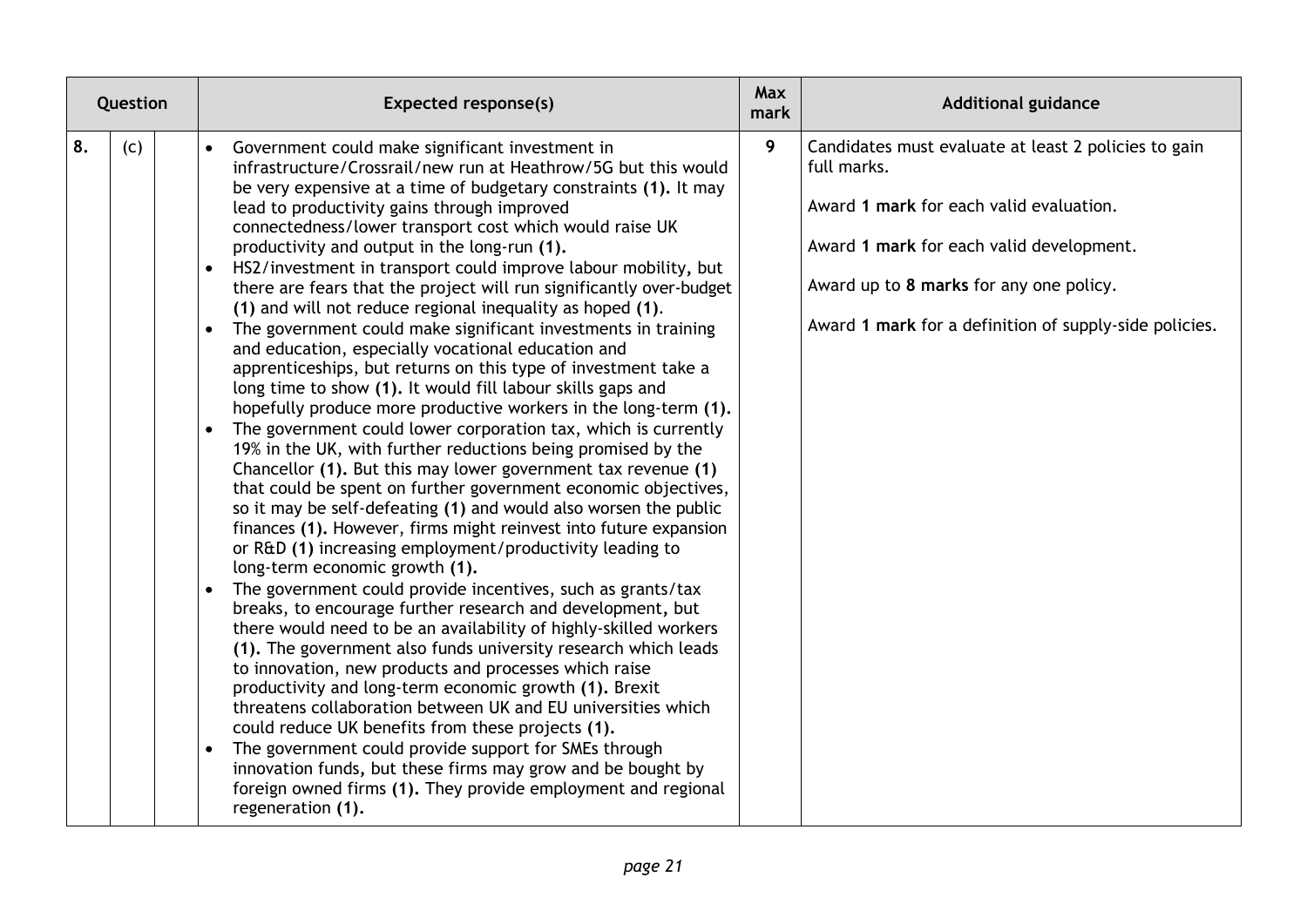| Question | | | Expected response(s) | Max mark | Additional guidance |
|---|---|---|---|---|---|
| 8. | (c) | | • Government could make significant investment in infrastructure/Crossrail/new run at Heathrow/5G but this would be very expensive at a time of budgetary constraints **(1)**. It may lead to productivity gains through improved connectedness/lower transport cost which would raise UK productivity and output in the long-run **(1)**.<br>• HS2/investment in transport could improve labour mobility, but there are fears that the project will run significantly over-budget **(1)** and will not reduce regional inequality as hoped **(1)**.<br>• The government could make significant investments in training and education, especially vocational education and apprenticeships, but returns on this type of investment take a long time to show **(1)**. It would fill labour skills gaps and hopefully produce more productive workers in the long-term **(1)**.<br>• The government could lower corporation tax, which is currently 19% in the UK, with further reductions being promised by the Chancellor **(1)**. But this may lower government tax revenue **(1)** that could be spent on further government economic objectives, so it may be self-defeating **(1)** and would also worsen the public finances **(1)**. However, firms might reinvest into future expansion or R&D **(1)** increasing employment/productivity leading to long-term economic growth **(1)**.<br>• The government could provide incentives, such as grants/tax breaks, to encourage further research and development, but there would need to be an availability of highly-skilled workers **(1)**. The government also funds university research which leads to innovation, new products and processes which raise productivity and long-term economic growth **(1)**. Brexit threatens collaboration between UK and EU universities which could reduce UK benefits from these projects **(1)**.<br>• The government could provide support for SMEs through innovation funds, but these firms may grow and be bought by foreign owned firms **(1)**. They provide employment and regional regeneration **(1)**. | 9 | Candidates must evaluate at least 2 policies to gain full marks.<br><br>Award **1 mark** for each valid evaluation.<br><br>Award **1 mark** for each valid development.<br><br>Award up to **8 marks** for any one policy.<br><br>Award **1 mark** for a definition of supply-side policies. |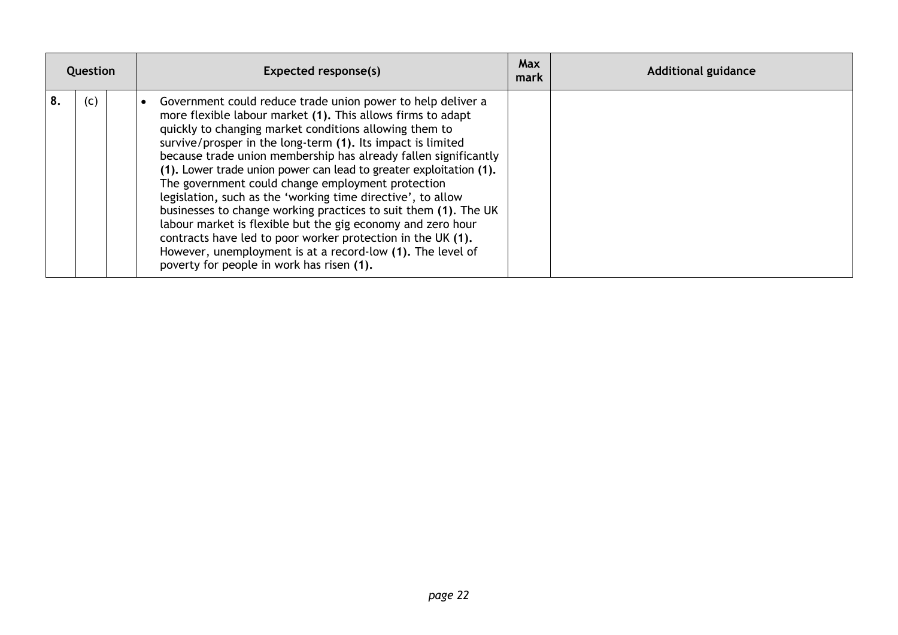| Question | | | Expected response(s) | Max mark | Additional guidance |
|---|---|---|---|---|---|
| 8. | (c) | | • Government could reduce trade union power to help deliver a more flexible labour market **(1).** This allows firms to adapt quickly to changing market conditions allowing them to survive/prosper in the long-term **(1).** Its impact is limited because trade union membership has already fallen significantly **(1).** Lower trade union power can lead to greater exploitation **(1).** The government could change employment protection legislation, such as the 'working time directive', to allow businesses to change working practices to suit them **(1)**. The UK labour market is flexible but the gig economy and zero hour contracts have led to poor worker protection in the UK **(1).** However, unemployment is at a record-low **(1).** The level of poverty for people in work has risen **(1).** | | |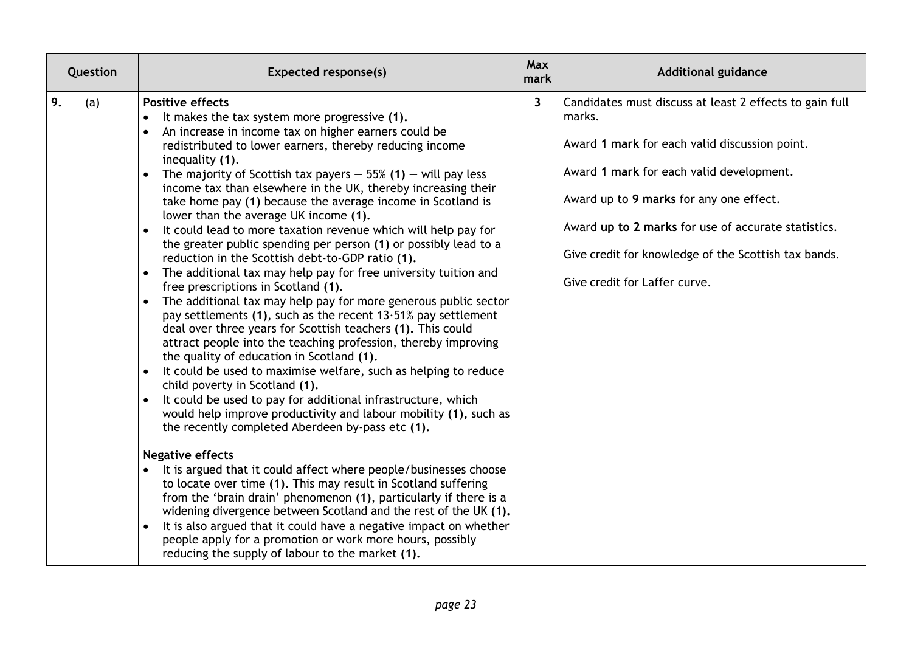| Question | | | Expected response(s) | Max mark | Additional guidance |
|---|---|---|---|---|---|
| 9. | (a) | | **Positive effects**<br>• It makes the tax system more progressive **(1).**<br>• An increase in income tax on higher earners could be redistributed to lower earners, thereby reducing income inequality **(1)**.<br>• The majority of Scottish tax payers — 55% **(1)** — will pay less income tax than elsewhere in the UK, thereby increasing their take home pay **(1)** because the average income in Scotland is lower than the average UK income **(1).**<br>• It could lead to more taxation revenue which will help pay for the greater public spending per person **(1)** or possibly lead to a reduction in the Scottish debt-to-GDP ratio **(1).**<br>• The additional tax may help pay for free university tuition and free prescriptions in Scotland **(1).**<br>• The additional tax may help pay for more generous public sector pay settlements **(1)**, such as the recent 13·51% pay settlement deal over three years for Scottish teachers **(1).** This could attract people into the teaching profession, thereby improving the quality of education in Scotland **(1).**<br>• It could be used to maximise welfare, such as helping to reduce child poverty in Scotland **(1).**<br>• It could be used to pay for additional infrastructure, which would help improve productivity and labour mobility **(1),** such as the recently completed Aberdeen by-pass etc **(1).**<br><br>**Negative effects**<br>• It is argued that it could affect where people/businesses choose to locate over time **(1).** This may result in Scotland suffering from the 'brain drain' phenomenon **(1)**, particularly if there is a widening divergence between Scotland and the rest of the UK **(1).**<br>• It is also argued that it could have a negative impact on whether people apply for a promotion or work more hours, possibly reducing the supply of labour to the market **(1).** | **3** | Candidates must discuss at least 2 effects to gain full marks.<br><br>Award **1 mark** for each valid discussion point.<br><br>Award **1 mark** for each valid development.<br><br>Award up to **9 marks** for any one effect.<br><br>Award **up to 2 marks** for use of accurate statistics.<br><br>Give credit for knowledge of the Scottish tax bands.<br><br>Give credit for Laffer curve. |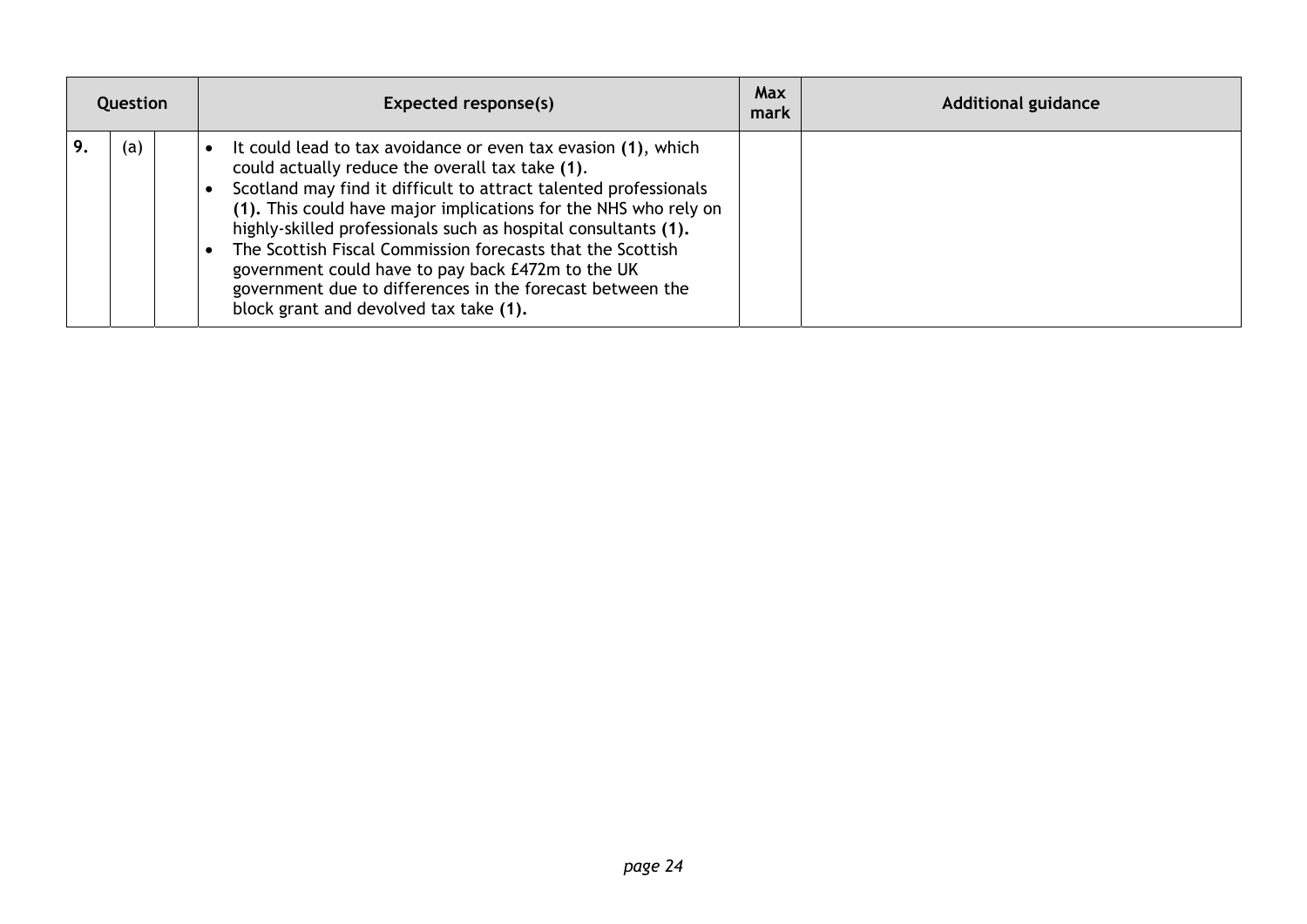| Question | | | Expected response(s) | Max mark | Additional guidance |
|---|---|---|---|---|---|
| 9. | (a) | | • It could lead to tax avoidance or even tax evasion **(1)**, which could actually reduce the overall tax take **(1)**.<br>• Scotland may find it difficult to attract talented professionals **(1).** This could have major implications for the NHS who rely on highly-skilled professionals such as hospital consultants **(1).**<br>• The Scottish Fiscal Commission forecasts that the Scottish government could have to pay back £472m to the UK government due to differences in the forecast between the block grant and devolved tax take **(1).** | | |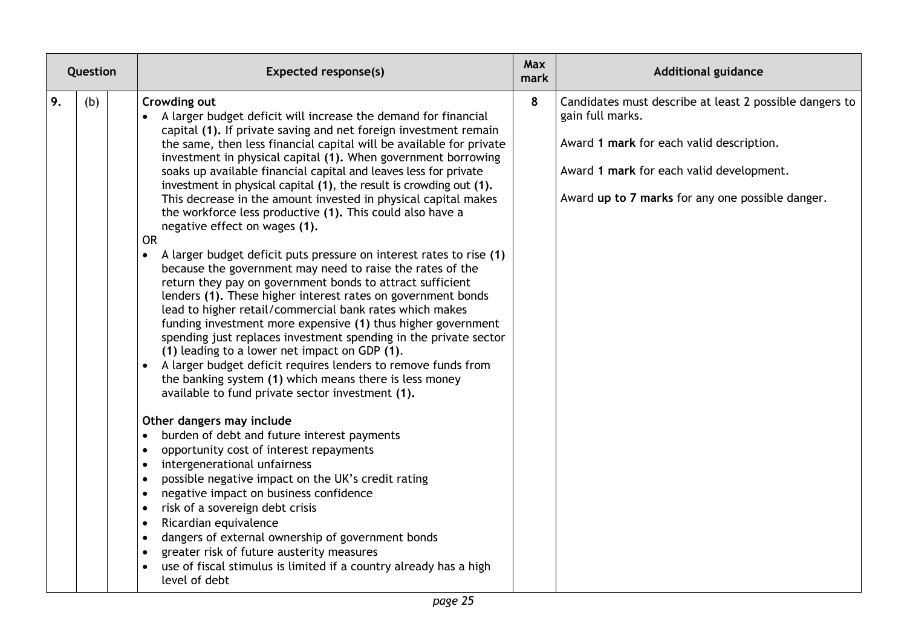| Question | | | Expected response(s) | Max mark | Additional guidance |
|---|---|---|---|---|---|
| 9. | (b) | | **Crowding out**<br>• A larger budget deficit will increase the demand for financial capital **(1).** If private saving and net foreign investment remain the same, then less financial capital will be available for private investment in physical capital **(1).** When government borrowing soaks up available financial capital and leaves less for private investment in physical capital **(1)**, the result is crowding out **(1).** This decrease in the amount invested in physical capital makes the workforce less productive **(1).** This could also have a negative effect on wages **(1).**<br>OR<br>• A larger budget deficit puts pressure on interest rates to rise **(1)** because the government may need to raise the rates of the return they pay on government bonds to attract sufficient lenders **(1).** These higher interest rates on government bonds lead to higher retail/commercial bank rates which makes funding investment more expensive **(1)** thus higher government spending just replaces investment spending in the private sector **(1)** leading to a lower net impact on GDP **(1)**.<br>• A larger budget deficit requires lenders to remove funds from the banking system **(1)** which means there is less money available to fund private sector investment **(1).**<br><br>**Other dangers may include**<br>• burden of debt and future interest payments<br>• opportunity cost of interest repayments<br>• intergenerational unfairness<br>• possible negative impact on the UK's credit rating<br>• negative impact on business confidence<br>• risk of a sovereign debt crisis<br>• Ricardian equivalence<br>• dangers of external ownership of government bonds<br>• greater risk of future austerity measures<br>• use of fiscal stimulus is limited if a country already has a high level of debt | 8 | Candidates must describe at least 2 possible dangers to gain full marks.<br><br>Award **1 mark** for each valid description.<br><br>Award **1 mark** for each valid development.<br><br>Award **up to 7 marks** for any one possible danger. |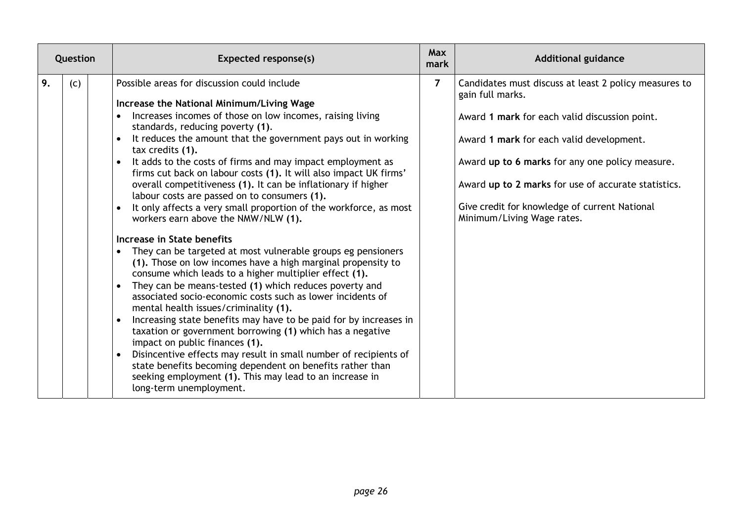| Question | | | Expected response(s) | Max mark | Additional guidance |
|---|---|---|---|---|---|
| 9. | (c) | | Possible areas for discussion could include<br><br>**Increase the National Minimum/Living Wage**<br>• Increases incomes of those on low incomes, raising living standards, reducing poverty **(1)**.<br>• It reduces the amount that the government pays out in working tax credits **(1).**<br>• It adds to the costs of firms and may impact employment as firms cut back on labour costs **(1).** It will also impact UK firms' overall competitiveness **(1).** It can be inflationary if higher labour costs are passed on to consumers **(1).**<br>• It only affects a very small proportion of the workforce, as most workers earn above the NMW/NLW **(1).**<br><br>**Increase in State benefits**<br>• They can be targeted at most vulnerable groups eg pensioners **(1).** Those on low incomes have a high marginal propensity to consume which leads to a higher multiplier effect **(1).**<br>• They can be means-tested **(1)** which reduces poverty and associated socio-economic costs such as lower incidents of mental health issues/criminality **(1).**<br>• Increasing state benefits may have to be paid for by increases in taxation or government borrowing **(1)** which has a negative impact on public finances **(1).**<br>• Disincentive effects may result in small number of recipients of state benefits becoming dependent on benefits rather than seeking employment **(1).** This may lead to an increase in long-term unemployment. | 7 | Candidates must discuss at least 2 policy measures to gain full marks.<br><br>Award **1 mark** for each valid discussion point.<br><br>Award **1 mark** for each valid development.<br><br>Award **up to 6 marks** for any one policy measure.<br><br>Award **up to 2 marks** for use of accurate statistics.<br><br>Give credit for knowledge of current National Minimum/Living Wage rates. |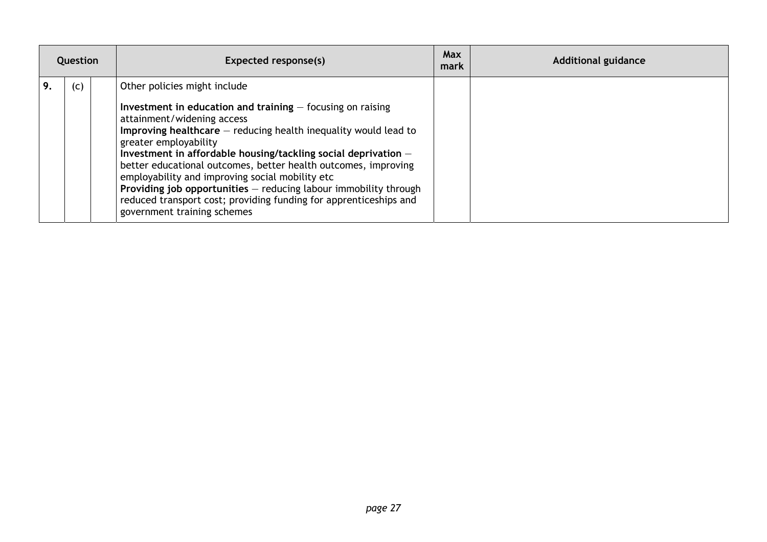| Question | | | Expected response(s) | Max mark | Additional guidance |
|---|---|---|---|---|---|
| 9. | (c) | | Other policies might include<br><br>**Investment in education and training** — focusing on raising attainment/widening access<br>**Improving healthcare** — reducing health inequality would lead to greater employability<br>**Investment in affordable housing/tackling social deprivation** — better educational outcomes, better health outcomes, improving employability and improving social mobility etc<br>**Providing job opportunities** — reducing labour immobility through reduced transport cost; providing funding for apprenticeships and government training schemes | | |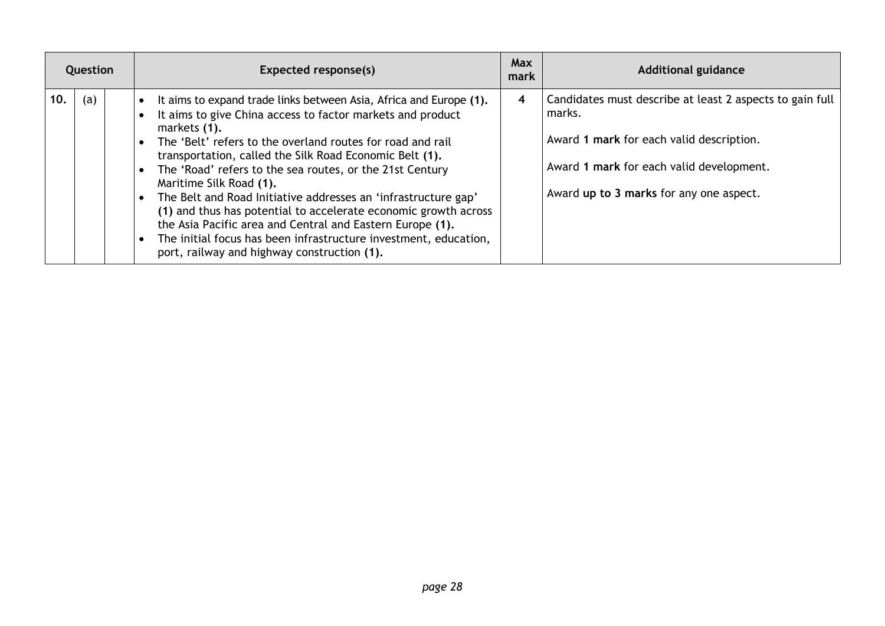| Question | | | Expected response(s) | Max mark | Additional guidance |
|---|---|---|---|---|---|
| 10. | (a) | | • It aims to expand trade links between Asia, Africa and Europe **(1).**<br>• It aims to give China access to factor markets and product markets **(1).**<br>• The 'Belt' refers to the overland routes for road and rail transportation, called the Silk Road Economic Belt **(1).**<br>• The 'Road' refers to the sea routes, or the 21st Century Maritime Silk Road **(1).**<br>• The Belt and Road Initiative addresses an 'infrastructure gap' **(1)** and thus has potential to accelerate economic growth across the Asia Pacific area and Central and Eastern Europe **(1).**<br>• The initial focus has been infrastructure investment, education, port, railway and highway construction **(1).** | 4 | Candidates must describe at least 2 aspects to gain full marks.<br><br>Award **1 mark** for each valid description.<br><br>Award **1 mark** for each valid development.<br><br>Award **up to 3 marks** for any one aspect. |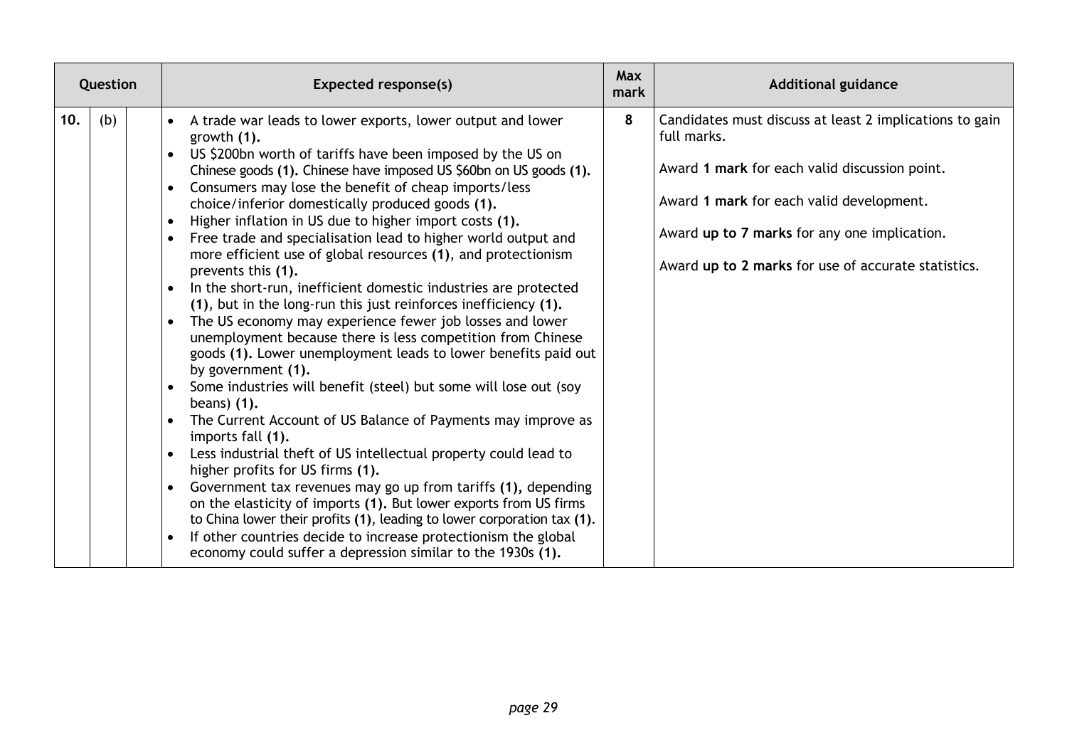| Question | | | Expected response(s) | Max mark | Additional guidance |
|---|---|---|---|---|---|
| 10. | (b) | | • A trade war leads to lower exports, lower output and lower growth **(1).**<br>• US $200bn worth of tariffs have been imposed by the US on Chinese goods **(1).** Chinese have imposed US $60bn on US goods **(1).**<br>• Consumers may lose the benefit of cheap imports/less choice/inferior domestically produced goods **(1).**<br>• Higher inflation in US due to higher import costs **(1).**<br>• Free trade and specialisation lead to higher world output and more efficient use of global resources **(1)**, and protectionism prevents this **(1).**<br>• In the short-run, inefficient domestic industries are protected **(1)**, but in the long-run this just reinforces inefficiency **(1).**<br>• The US economy may experience fewer job losses and lower unemployment because there is less competition from Chinese goods **(1).** Lower unemployment leads to lower benefits paid out by government **(1).**<br>• Some industries will benefit (steel) but some will lose out (soy beans) **(1).**<br>• The Current Account of US Balance of Payments may improve as imports fall **(1).**<br>• Less industrial theft of US intellectual property could lead to higher profits for US firms **(1).**<br>• Government tax revenues may go up from tariffs **(1),** depending on the elasticity of imports **(1).** But lower exports from US firms to China lower their profits **(1)**, leading to lower corporation tax **(1)**.<br>• If other countries decide to increase protectionism the global economy could suffer a depression similar to the 1930s **(1).** | 8 | Candidates must discuss at least 2 implications to gain full marks.<br><br>Award **1 mark** for each valid discussion point.<br><br>Award **1 mark** for each valid development.<br><br>Award **up to 7 marks** for any one implication.<br><br>Award **up to 2 marks** for use of accurate statistics. |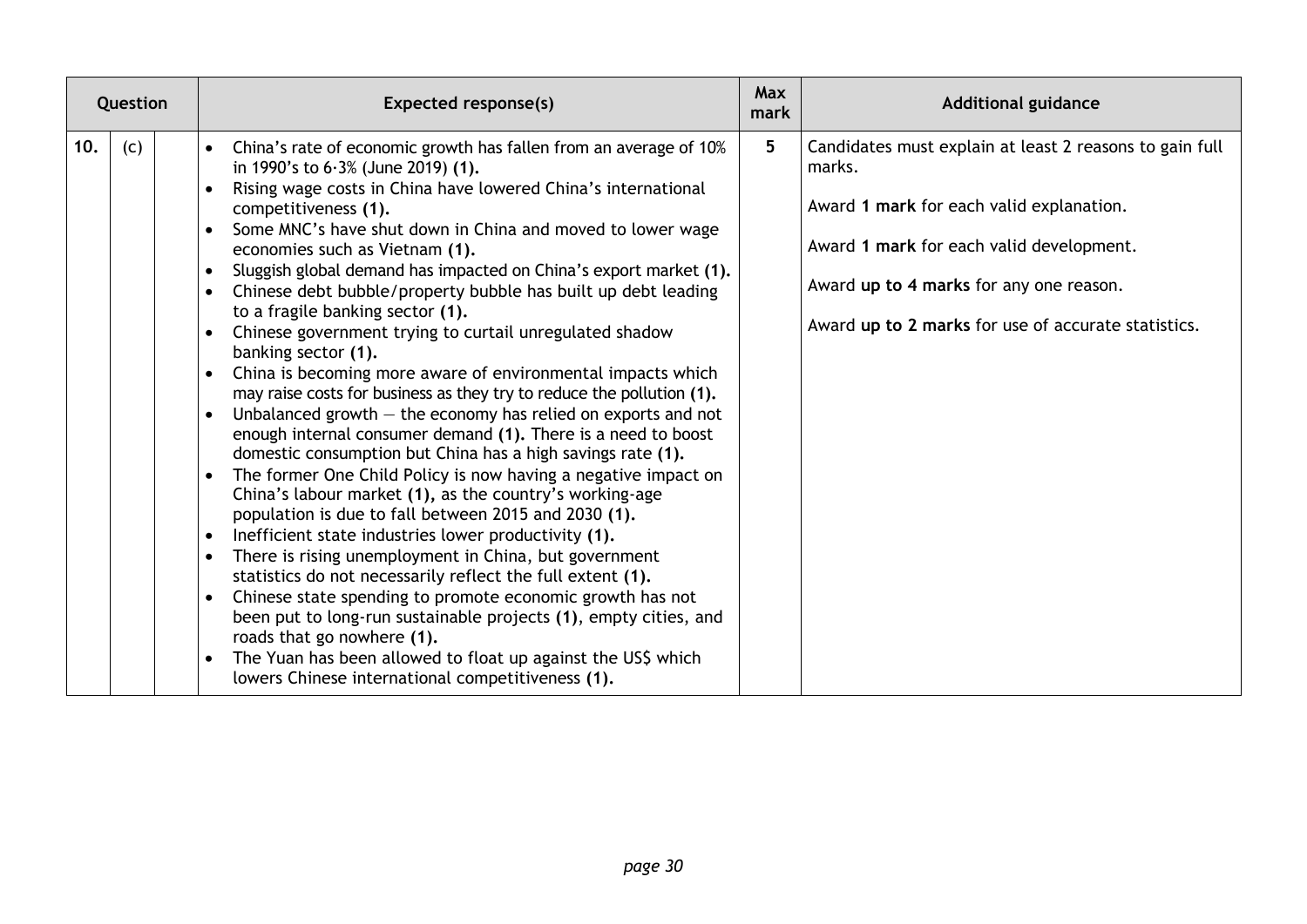| Question | | | Expected response(s) | Max mark | Additional guidance |
|---|---|---|---|---|---|
| 10. | (c) | | • China's rate of economic growth has fallen from an average of 10% in 1990's to 6·3% (June 2019) **(1).**<br>• Rising wage costs in China have lowered China's international competitiveness **(1).**<br>• Some MNC's have shut down in China and moved to lower wage economies such as Vietnam **(1).**<br>• Sluggish global demand has impacted on China's export market **(1).**<br>• Chinese debt bubble/property bubble has built up debt leading to a fragile banking sector **(1).**<br>• Chinese government trying to curtail unregulated shadow banking sector **(1).**<br>• China is becoming more aware of environmental impacts which may raise costs for business as they try to reduce the pollution **(1).**<br>• Unbalanced growth — the economy has relied on exports and not enough internal consumer demand **(1).** There is a need to boost domestic consumption but China has a high savings rate **(1).**<br>• The former One Child Policy is now having a negative impact on China's labour market **(1),** as the country's working-age population is due to fall between 2015 and 2030 **(1).**<br>• Inefficient state industries lower productivity **(1).**<br>• There is rising unemployment in China, but government statistics do not necessarily reflect the full extent **(1).**<br>• Chinese state spending to promote economic growth has not been put to long-run sustainable projects **(1)**, empty cities, and roads that go nowhere **(1).**<br>• The Yuan has been allowed to float up against the US$ which lowers Chinese international competitiveness **(1).** | 5 | Candidates must explain at least 2 reasons to gain full marks.<br><br>Award **1 mark** for each valid explanation.<br><br>Award **1 mark** for each valid development.<br><br>Award **up to 4 marks** for any one reason.<br><br>Award **up to 2 marks** for use of accurate statistics. |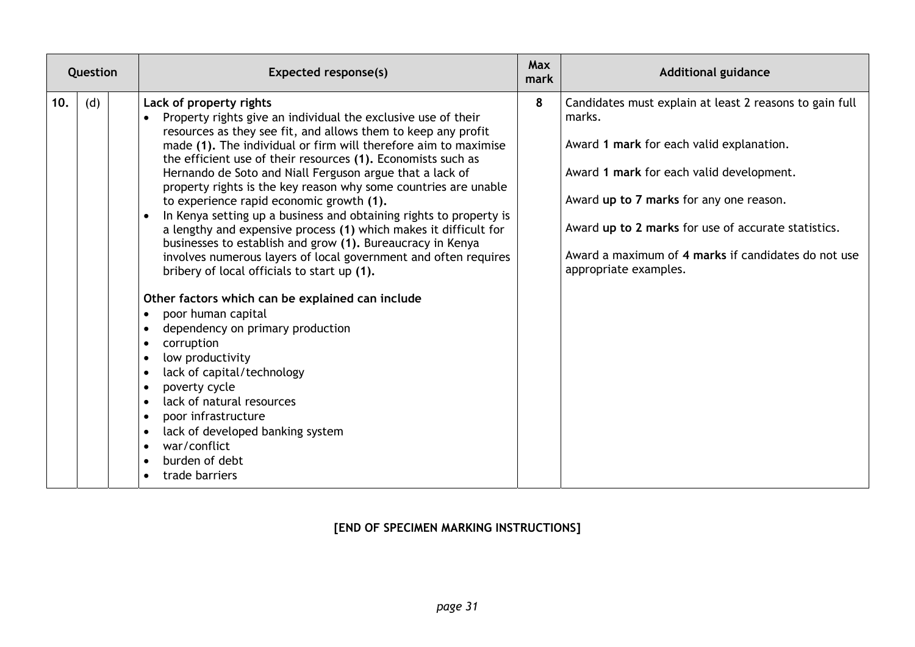| Question | | | Expected response(s) | Max mark | Additional guidance |
|---|---|---|---|---|---|
| 10. | (d) | | **Lack of property rights**<br>• Property rights give an individual the exclusive use of their resources as they see fit, and allows them to keep any profit made **(1).** The individual or firm will therefore aim to maximise the efficient use of their resources **(1).** Economists such as Hernando de Soto and Niall Ferguson argue that a lack of property rights is the key reason why some countries are unable to experience rapid economic growth **(1).**<br>• In Kenya setting up a business and obtaining rights to property is a lengthy and expensive process **(1)** which makes it difficult for businesses to establish and grow **(1).** Bureaucracy in Kenya involves numerous layers of local government and often requires bribery of local officials to start up **(1).**<br><br>**Other factors which can be explained can include**<br>• poor human capital<br>• dependency on primary production<br>• corruption<br>• low productivity<br>• lack of capital/technology<br>• poverty cycle<br>• lack of natural resources<br>• poor infrastructure<br>• lack of developed banking system<br>• war/conflict<br>• burden of debt<br>• trade barriers | 8 | Candidates must explain at least 2 reasons to gain full marks.<br><br>Award **1 mark** for each valid explanation.<br><br>Award **1 mark** for each valid development.<br><br>Award **up to 7 marks** for any one reason.<br><br>Award **up to 2 marks** for use of accurate statistics.<br><br>Award a maximum of **4 marks** if candidates do not use appropriate examples. |

**[END OF SPECIMEN MARKING INSTRUCTIONS]**